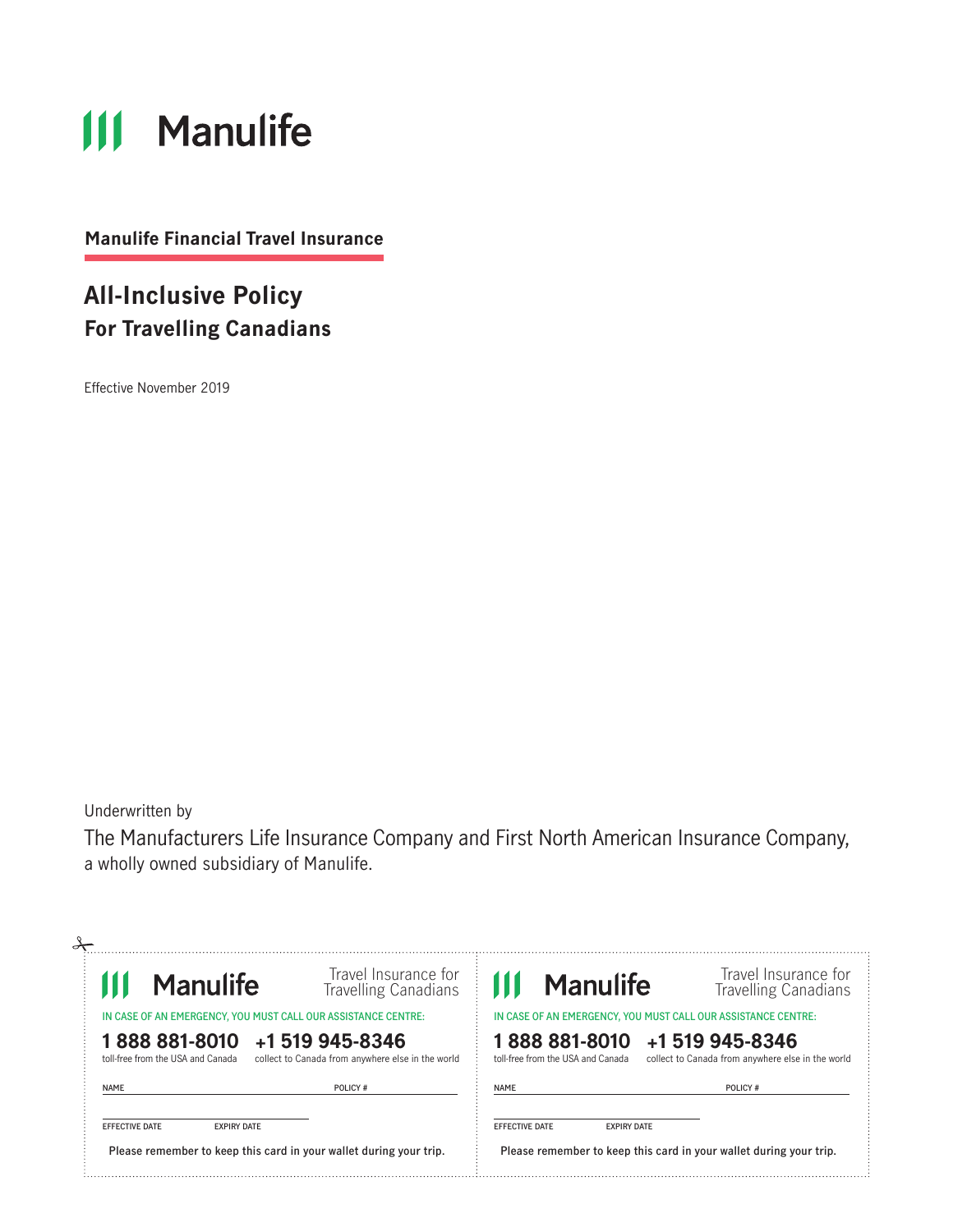# Manulife

**Manulife Financial Travel Insurance**

## All-Inclusive Policy
### For Travelling Canadians

Effective November 2019

Underwritten by

The Manufacturers Life Insurance Company and First North American Insurance Company, a wholly owned subsidiary of Manulife.

---

**Manulife** — Travel Insurance for Travelling Canadians

IN CASE OF AN EMERGENCY, YOU MUST CALL OUR ASSISTANCE CENTRE:

**1 888 881-8010** toll-free from the USA and Canada

**+1 519 945-8346** collect to Canada from anywhere else in the world

NAME ____________ POLICY # ____________

EFFECTIVE DATE ____________ EXPIRY DATE ____________

**Please remember to keep this card in your wallet during your trip.**

---

**Manulife** — Travel Insurance for Travelling Canadians

IN CASE OF AN EMERGENCY, YOU MUST CALL OUR ASSISTANCE CENTRE:

**1 888 881-8010** toll-free from the USA and Canada

**+1 519 945-8346** collect to Canada from anywhere else in the world

NAME ____________ POLICY # ____________

EFFECTIVE DATE ____________ EXPIRY DATE ____________

**Please remember to keep this card in your wallet during your trip.**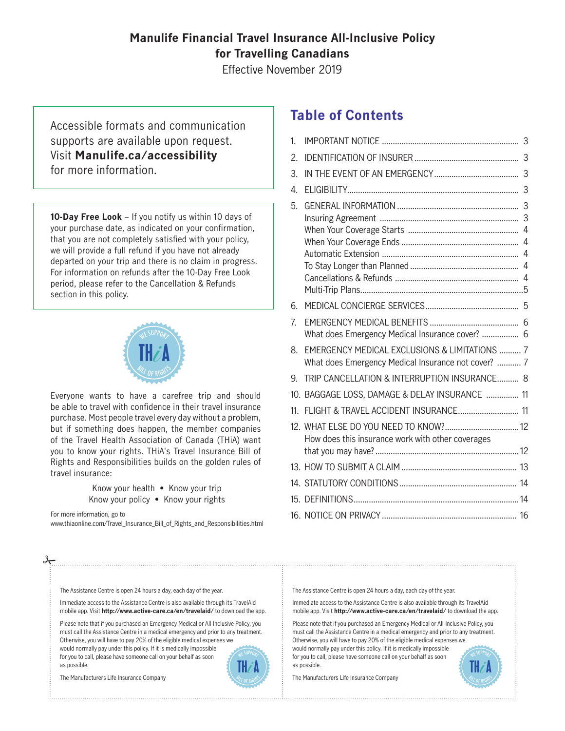# Manulife Financial Travel Insurance All-Inclusive Policy for Travelling Canadians

Effective November 2019

Accessible formats and communication supports are available upon request. Visit **Manulife.ca/accessibility** for more information.

**10-Day Free Look** – If you notify us within 10 days of your purchase date, as indicated on your confirmation, that you are not completely satisfied with your policy, we will provide a full refund if you have not already departed on your trip and there is no claim in progress. For information on refunds after the 10-Day Free Look period, please refer to the Cancellation & Refunds section in this policy.

Everyone wants to have a carefree trip and should be able to travel with confidence in their travel insurance purchase. Most people travel every day without a problem, but if something does happen, the member companies of the Travel Health Association of Canada (THiA) want you to know your rights. THiA's Travel Insurance Bill of Rights and Responsibilities builds on the golden rules of travel insurance:

Know your health • Know your trip
Know your policy • Know your rights

For more information, go to
www.thiaonline.com/Travel_Insurance_Bill_of_Rights_and_Responsibilities.html

## Table of Contents

1. IMPORTANT NOTICE .... 3
2. IDENTIFICATION OF INSURER .... 3
3. IN THE EVENT OF AN EMERGENCY .... 3
4. ELIGIBILITY .... 3
5. GENERAL INFORMATION .... 3
   - Insuring Agreement .... 3
   - When Your Coverage Starts .... 4
   - When Your Coverage Ends .... 4
   - Automatic Extension .... 4
   - To Stay Longer than Planned .... 4
   - Cancellations & Refunds .... 4
   - Multi-Trip Plans .... 5
6. MEDICAL CONCIERGE SERVICES .... 5
7. EMERGENCY MEDICAL BENEFITS .... 6
   - What does Emergency Medical Insurance cover? .... 6
8. EMERGENCY MEDICAL EXCLUSIONS & LIMITATIONS .... 7
   - What does Emergency Medical Insurance not cover? .... 7
9. TRIP CANCELLATION & INTERRUPTION INSURANCE .... 8
10. BAGGAGE LOSS, DAMAGE & DELAY INSURANCE .... 11
11. FLIGHT & TRAVEL ACCIDENT INSURANCE .... 11
12. WHAT ELSE DO YOU NEED TO KNOW? .... 12
    - How does this insurance work with other coverages that you may have? .... 12
13. HOW TO SUBMIT A CLAIM .... 13
14. STATUTORY CONDITIONS .... 14
15. DEFINITIONS .... 14
16. NOTICE ON PRIVACY .... 16

---

The Assistance Centre is open 24 hours a day, each day of the year.

Immediate access to the Assistance Centre is also available through its TravelAid mobile app. Visit **http://www.active-care.ca/en/travelaid/** to download the app.

Please note that if you purchased an Emergency Medical or All-Inclusive Policy, you must call the Assistance Centre in a medical emergency and prior to any treatment. Otherwise, you will have to pay 20% of the eligible medical expenses we would normally pay under this policy. If it is medically impossible for you to call, please have someone call on your behalf as soon as possible.

The Manufacturers Life Insurance Company

---

The Assistance Centre is open 24 hours a day, each day of the year.

Immediate access to the Assistance Centre is also available through its TravelAid mobile app. Visit **http://www.active-care.ca/en/travelaid/** to download the app.

Please note that if you purchased an Emergency Medical or All-Inclusive Policy, you must call the Assistance Centre in a medical emergency and prior to any treatment. Otherwise, you will have to pay 20% of the eligible medical expenses we would normally pay under this policy. If it is medically impossible for you to call, please have someone call on your behalf as soon as possible.

The Manufacturers Life Insurance Company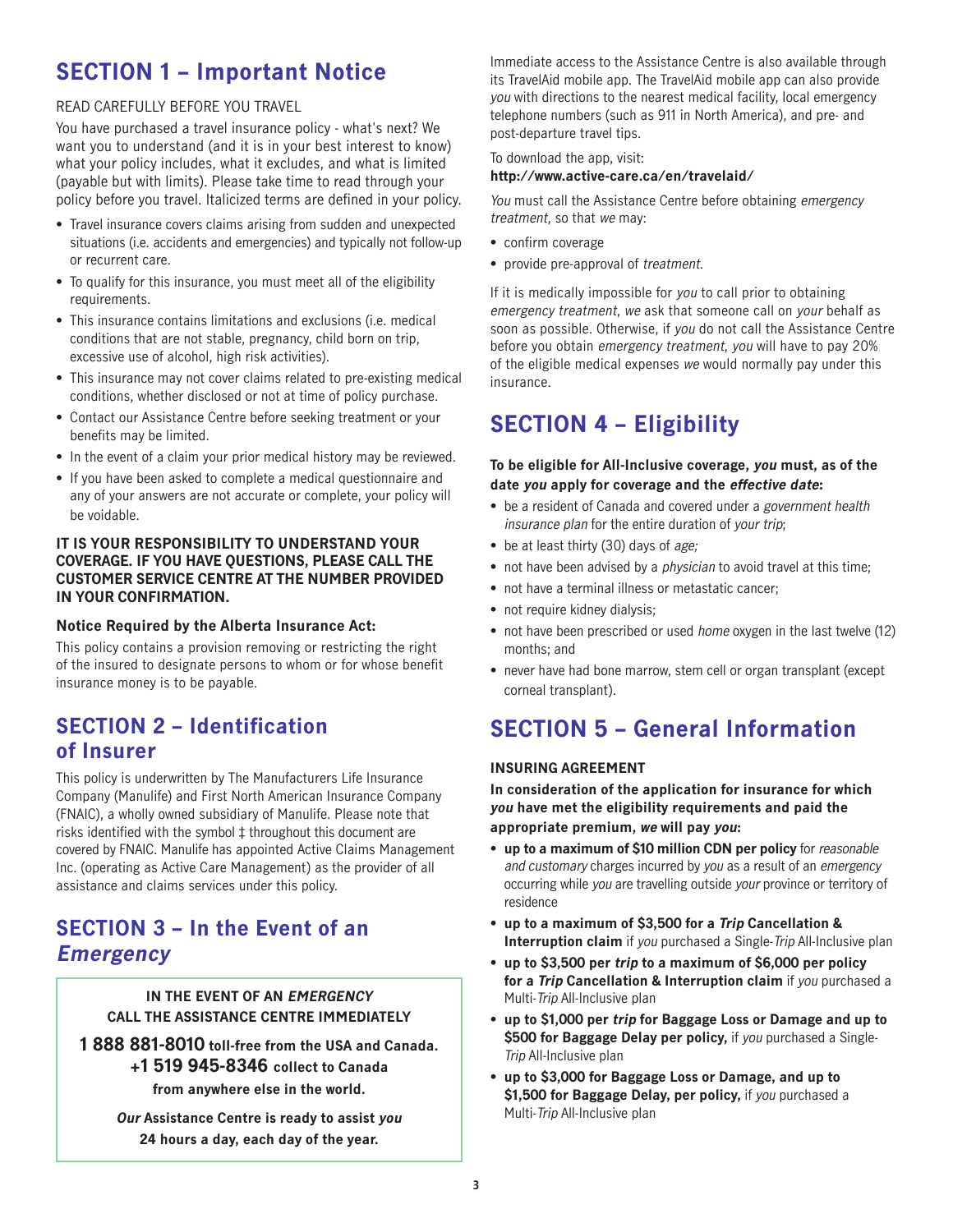# SECTION 1 – Important Notice

READ CAREFULLY BEFORE YOU TRAVEL

You have purchased a travel insurance policy - what's next? We want you to understand (and it is in your best interest to know) what your policy includes, what it excludes, and what is limited (payable but with limits). Please take time to read through your policy before you travel. Italicized terms are defined in your policy.

- Travel insurance covers claims arising from sudden and unexpected situations (i.e. accidents and emergencies) and typically not follow-up or recurrent care.
- To qualify for this insurance, you must meet all of the eligibility requirements.
- This insurance contains limitations and exclusions (i.e. medical conditions that are not stable, pregnancy, child born on trip, excessive use of alcohol, high risk activities).
- This insurance may not cover claims related to pre-existing medical conditions, whether disclosed or not at time of policy purchase.
- Contact our Assistance Centre before seeking treatment or your benefits may be limited.
- In the event of a claim your prior medical history may be reviewed.
- If you have been asked to complete a medical questionnaire and any of your answers are not accurate or complete, your policy will be voidable.

**IT IS YOUR RESPONSIBILITY TO UNDERSTAND YOUR COVERAGE. IF YOU HAVE QUESTIONS, PLEASE CALL THE CUSTOMER SERVICE CENTRE AT THE NUMBER PROVIDED IN YOUR CONFIRMATION.**

**Notice Required by the Alberta Insurance Act:**

This policy contains a provision removing or restricting the right of the insured to designate persons to whom or for whose benefit insurance money is to be payable.

# SECTION 2 – Identification of Insurer

This policy is underwritten by The Manufacturers Life Insurance Company (Manulife) and First North American Insurance Company (FNAIC), a wholly owned subsidiary of Manulife. Please note that risks identified with the symbol ‡ throughout this document are covered by FNAIC. Manulife has appointed Active Claims Management Inc. (operating as Active Care Management) as the provider of all assistance and claims services under this policy.

# SECTION 3 – In the Event of an *Emergency*

**IN THE EVENT OF AN *EMERGENCY* CALL THE ASSISTANCE CENTRE IMMEDIATELY**

**1 888 881-8010 toll-free from the USA and Canada.**
**+1 519 945-8346 collect to Canada from anywhere else in the world.**

***Our* Assistance Centre is ready to assist *you* 24 hours a day, each day of the year.**

Immediate access to the Assistance Centre is also available through its TravelAid mobile app. The TravelAid mobile app can also provide *you* with directions to the nearest medical facility, local emergency telephone numbers (such as 911 in North America), and pre- and post-departure travel tips.

To download the app, visit:
**http://www.active-care.ca/en/travelaid/**

*You* must call the Assistance Centre before obtaining *emergency treatment*, so that *we* may:

- confirm coverage
- provide pre-approval of *treatment*.

If it is medically impossible for *you* to call prior to obtaining *emergency treatment*, *we* ask that someone call on *your* behalf as soon as possible. Otherwise, if *you* do not call the Assistance Centre before you obtain *emergency treatment*, *you* will have to pay 20% of the eligible medical expenses *we* would normally pay under this insurance.

# SECTION 4 – Eligibility

**To be eligible for All-Inclusive coverage, *you* must, as of the date *you* apply for coverage and the *effective date*:**

- be a resident of Canada and covered under a *government health insurance plan* for the entire duration of *your trip*;
- be at least thirty (30) days of *age;*
- not have been advised by a *physician* to avoid travel at this time;
- not have a terminal illness or metastatic cancer;
- not require kidney dialysis;
- not have been prescribed or used *home* oxygen in the last twelve (12) months; and
- never have had bone marrow, stem cell or organ transplant (except corneal transplant).

# SECTION 5 – General Information

**INSURING AGREEMENT**

**In consideration of the application for insurance for which *you* have met the eligibility requirements and paid the appropriate premium, *we* will pay *you*:**

- **up to a maximum of $10 million CDN per policy** for *reasonable and customary* charges incurred by *you* as a result of an *emergency* occurring while *you* are travelling outside *your* province or territory of residence
- **up to a maximum of $3,500 for a *Trip* Cancellation & Interruption claim** if *you* purchased a Single-*Trip* All-Inclusive plan
- **up to $3,500 per *trip* to a maximum of $6,000 per policy for a *Trip* Cancellation & Interruption claim** if *you* purchased a Multi-*Trip* All-Inclusive plan
- **up to $1,000 per *trip* for Baggage Loss or Damage and up to $500 for Baggage Delay per policy,** if *you* purchased a Single-*Trip* All-Inclusive plan
- **up to $3,000 for Baggage Loss or Damage, and up to $1,500 for Baggage Delay, per policy,** if *you* purchased a Multi-*Trip* All-Inclusive plan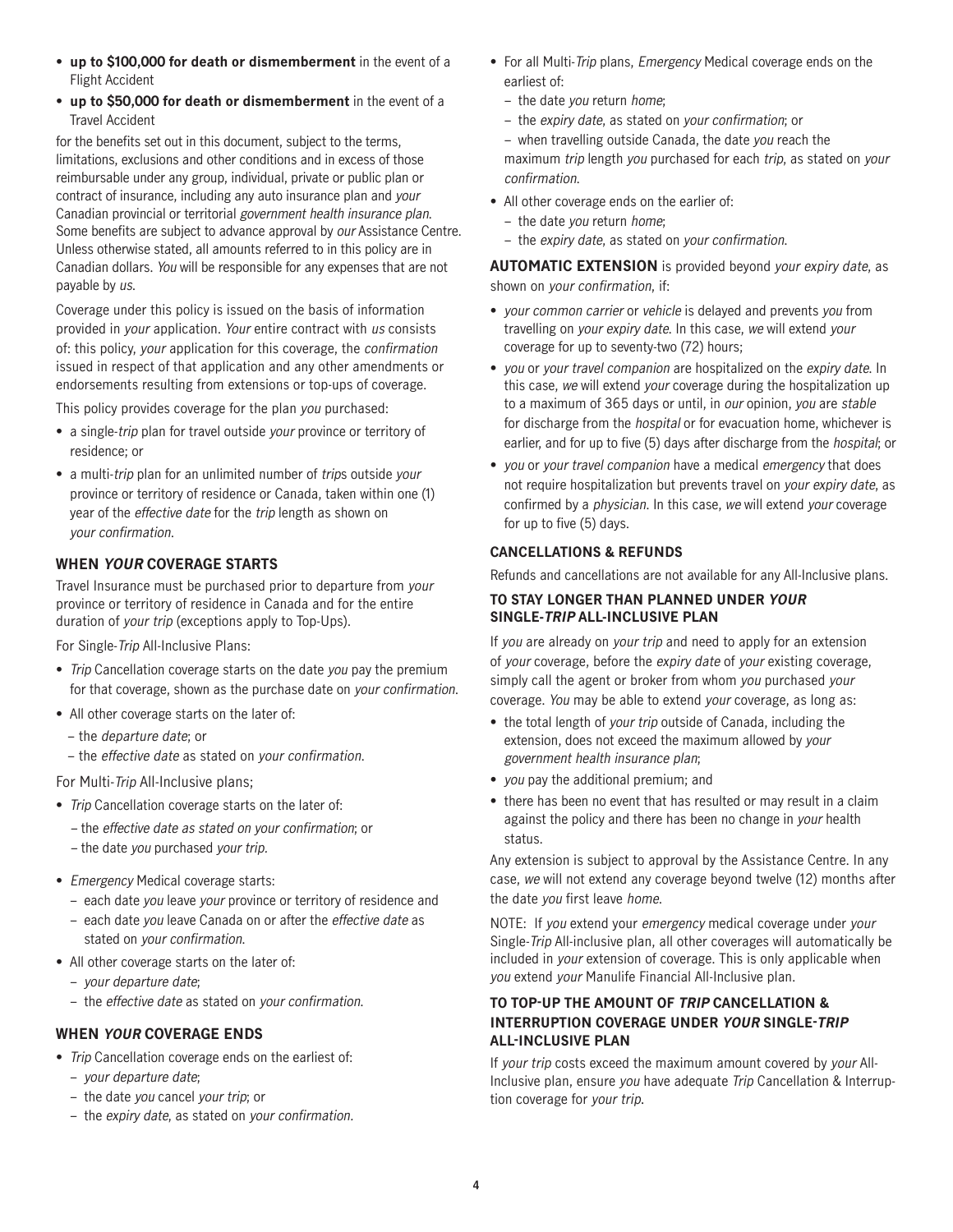- **up to $100,000 for death or dismemberment** in the event of a Flight Accident
- **up to $50,000 for death or dismemberment** in the event of a Travel Accident

for the benefits set out in this document, subject to the terms, limitations, exclusions and other conditions and in excess of those reimbursable under any group, individual, private or public plan or contract of insurance, including any auto insurance plan and *your* Canadian provincial or territorial *government health insurance plan*. Some benefits are subject to advance approval by *our* Assistance Centre. Unless otherwise stated, all amounts referred to in this policy are in Canadian dollars. *You* will be responsible for any expenses that are not payable by *us*.

Coverage under this policy is issued on the basis of information provided in *your* application. *Your* entire contract with *us* consists of: this policy, *your* application for this coverage, the *confirmation* issued in respect of that application and any other amendments or endorsements resulting from extensions or top-ups of coverage.

This policy provides coverage for the plan *you* purchased:

- a single-*trip* plan for travel outside *your* province or territory of residence; or
- a multi-*trip* plan for an unlimited number of *trip*s outside *your* province or territory of residence or Canada, taken within one (1) year of the *effective date* for the *trip* length as shown on *your confirmation*.

## WHEN *YOUR* COVERAGE STARTS

Travel Insurance must be purchased prior to departure from *your* province or territory of residence in Canada and for the entire duration of *your trip* (exceptions apply to Top-Ups).

For Single-*Trip* All-Inclusive Plans:

- *Trip* Cancellation coverage starts on the date *you* pay the premium for that coverage, shown as the purchase date on *your confirmation*.
- All other coverage starts on the later of:
  - the *departure date*; or
  - the *effective date* as stated on *your confirmation*.

For Multi-*Trip* All-Inclusive plans;

- *Trip* Cancellation coverage starts on the later of:
  - the *effective date as stated on your confirmation*; or
  - the date *you* purchased *your trip*.
- *Emergency* Medical coverage starts:
  - each date *you* leave *your* province or territory of residence and
  - each date *you* leave Canada on or after the *effective date* as stated on *your confirmation*.
- All other coverage starts on the later of:
  - *your departure date*;
  - the *effective date* as stated on *your confirmation*.

## WHEN *YOUR* COVERAGE ENDS

- *Trip* Cancellation coverage ends on the earliest of:
  - *your departure date*;
  - the date *you* cancel *your trip*; or
  - the *expiry date*, as stated on *your confirmation*.
- For all Multi-*Trip* plans, *Emergency* Medical coverage ends on the earliest of:
  - the date *you* return *home*;
  - the *expiry date*, as stated on *your confirmation*; or
  - when travelling outside Canada, the date *you* reach the maximum *trip* length *you* purchased for each *trip*, as stated on *your confirmation*.
- All other coverage ends on the earlier of:
  - the date *you* return *home*;
  - the *expiry date*, as stated on *your confirmation*.

**AUTOMATIC EXTENSION** is provided beyond *your expiry date*, as shown on *your confirmation*, if:

- *your common carrier* or *vehicle* is delayed and prevents *you* from travelling on *your expiry date*. In this case, *we* will extend *your* coverage for up to seventy-two (72) hours;
- *you* or *your travel companion* are hospitalized on the *expiry date*. In this case, *we* will extend *your* coverage during the hospitalization up to a maximum of 365 days or until, in *our* opinion, *you* are *stable* for discharge from the *hospital* or for evacuation home, whichever is earlier, and for up to five (5) days after discharge from the *hospital*; or
- *you* or *your travel companion* have a medical *emergency* that does not require hospitalization but prevents travel on *your expiry date*, as confirmed by a *physician*. In this case, *we* will extend *your* coverage for up to five (5) days.

## CANCELLATIONS & REFUNDS

Refunds and cancellations are not available for any All-Inclusive plans.

## TO STAY LONGER THAN PLANNED UNDER *YOUR* SINGLE-*TRIP* ALL-INCLUSIVE PLAN

If *you* are already on *your trip* and need to apply for an extension of *your* coverage, before the *expiry date* of *your* existing coverage, simply call the agent or broker from whom *you* purchased *your* coverage. *You* may be able to extend *your* coverage, as long as:

- the total length of *your trip* outside of Canada, including the extension, does not exceed the maximum allowed by *your government health insurance plan*;
- *you* pay the additional premium; and
- there has been no event that has resulted or may result in a claim against the policy and there has been no change in *your* health status.

Any extension is subject to approval by the Assistance Centre. In any case, *we* will not extend any coverage beyond twelve (12) months after the date *you* first leave *home*.

NOTE: If *you* extend your *emergency* medical coverage under *your* Single-*Trip* All-inclusive plan, all other coverages will automatically be included in *your* extension of coverage. This is only applicable when *you* extend *your* Manulife Financial All-Inclusive plan.

## TO TOP-UP THE AMOUNT OF *TRIP* CANCELLATION & INTERRUPTION COVERAGE UNDER *YOUR* SINGLE-*TRIP* ALL-INCLUSIVE PLAN

If *your trip* costs exceed the maximum amount covered by *your* All-Inclusive plan, ensure *you* have adequate *Trip* Cancellation & Interruption coverage for *your trip*.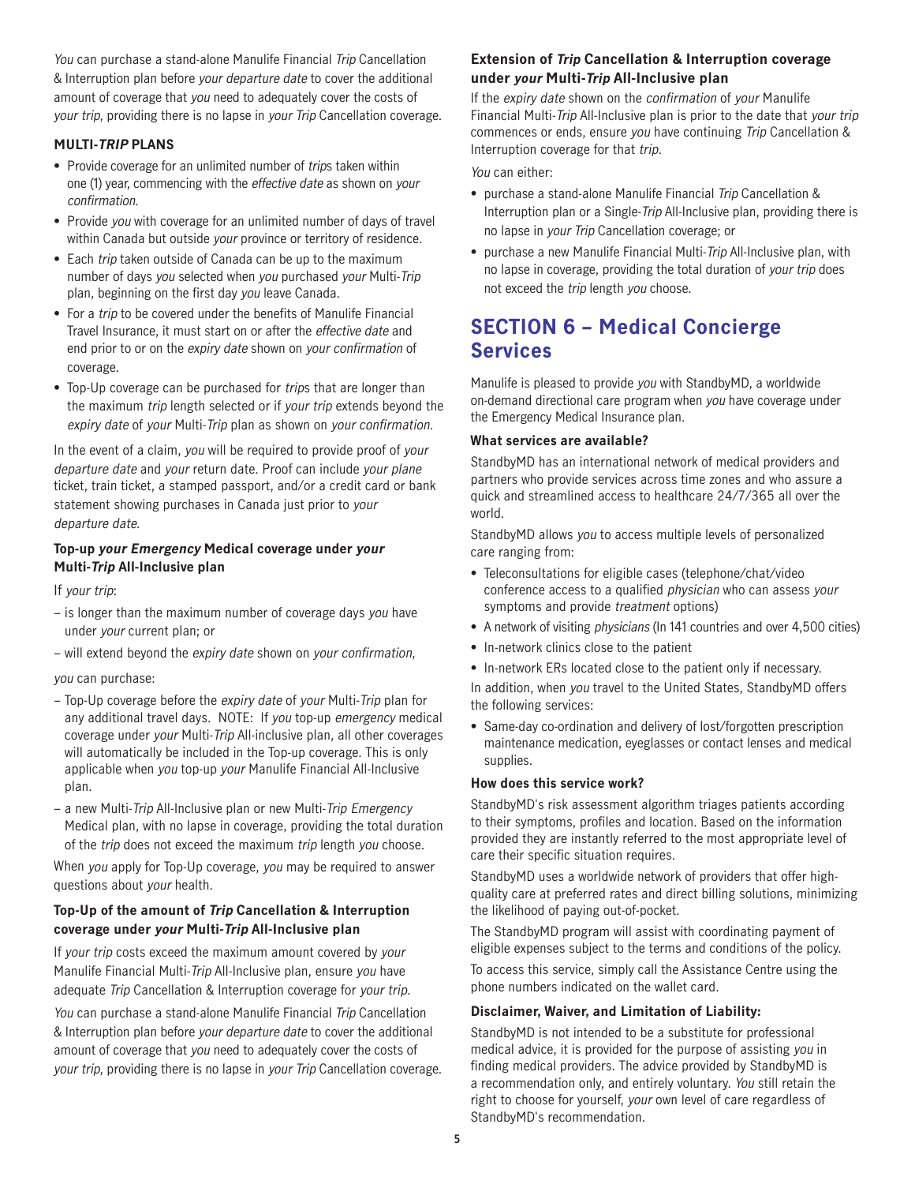*You* can purchase a stand-alone Manulife Financial *Trip* Cancellation & Interruption plan before *your departure date* to cover the additional amount of coverage that *you* need to adequately cover the costs of *your trip*, providing there is no lapse in *your Trip* Cancellation coverage.

#### MULTI-*TRIP* PLANS

- Provide coverage for an unlimited number of *trip*s taken within one (1) year, commencing with the *effective date* as shown on *your confirmation*.
- Provide *you* with coverage for an unlimited number of days of travel within Canada but outside *your* province or territory of residence.
- Each *trip* taken outside of Canada can be up to the maximum number of days *you* selected when *you* purchased *your* Multi-*Trip* plan, beginning on the first day *you* leave Canada.
- For a *trip* to be covered under the benefits of Manulife Financial Travel Insurance, it must start on or after the *effective date* and end prior to or on the *expiry date* shown on *your confirmation* of coverage.
- Top-Up coverage can be purchased for *trip*s that are longer than the maximum *trip* length selected or if *your trip* extends beyond the *expiry date* of *your* Multi-*Trip* plan as shown on *your confirmation*.

In the event of a claim, *you* will be required to provide proof of *your departure date* and *your* return date. Proof can include *your plane* ticket, train ticket, a stamped passport, and/or a credit card or bank statement showing purchases in Canada just prior to *your departure date*.

#### Top-up *your Emergency* Medical coverage under *your* Multi-*Trip* All-Inclusive plan

If *your trip*:

– is longer than the maximum number of coverage days *you* have under *your* current plan; or

– will extend beyond the *expiry date* shown on *your confirmation*,

*you* can purchase:

– Top-Up coverage before the *expiry date* of *your* Multi-*Trip* plan for any additional travel days. NOTE: If *you* top-up *emergency* medical coverage under *your* Multi-*Trip* All-inclusive plan, all other coverages will automatically be included in the Top-up coverage. This is only applicable when *you* top-up *your* Manulife Financial All-Inclusive plan.

– a new Multi-*Trip* All-Inclusive plan or new Multi-*Trip Emergency* Medical plan, with no lapse in coverage, providing the total duration of the *trip* does not exceed the maximum *trip* length *you* choose.

When *you* apply for Top-Up coverage, *you* may be required to answer questions about *your* health.

#### Top-Up of the amount of *Trip* Cancellation & Interruption coverage under *your* Multi-*Trip* All-Inclusive plan

If *your trip* costs exceed the maximum amount covered by *your* Manulife Financial Multi-*Trip* All-Inclusive plan, ensure *you* have adequate *Trip* Cancellation & Interruption coverage for *your trip*.

*You* can purchase a stand-alone Manulife Financial *Trip* Cancellation & Interruption plan before *your departure date* to cover the additional amount of coverage that *you* need to adequately cover the costs of *your trip*, providing there is no lapse in *your Trip* Cancellation coverage.

#### Extension of *Trip* Cancellation & Interruption coverage under *your* Multi-*Trip* All-Inclusive plan

If the *expiry date* shown on the *confirmation* of *your* Manulife Financial Multi-*Trip* All-Inclusive plan is prior to the date that *your trip* commences or ends, ensure *you* have continuing *Trip* Cancellation & Interruption coverage for that *trip*.

*You* can either:

- purchase a stand-alone Manulife Financial *Trip* Cancellation & Interruption plan or a Single-*Trip* All-Inclusive plan, providing there is no lapse in *your Trip* Cancellation coverage; or
- purchase a new Manulife Financial Multi-*Trip* All-Inclusive plan, with no lapse in coverage, providing the total duration of *your trip* does not exceed the *trip* length *you* choose.

## SECTION 6 – Medical Concierge Services

Manulife is pleased to provide *you* with StandbyMD, a worldwide on-demand directional care program when *you* have coverage under the Emergency Medical Insurance plan.

#### What services are available?

StandbyMD has an international network of medical providers and partners who provide services across time zones and who assure a quick and streamlined access to healthcare 24/7/365 all over the world.

StandbyMD allows *you* to access multiple levels of personalized care ranging from:

- Teleconsultations for eligible cases (telephone/chat/video conference access to a qualified *physician* who can assess *your* symptoms and provide *treatment* options)
- A network of visiting *physicians* (In 141 countries and over 4,500 cities)
- In-network clinics close to the patient
- In-network ERs located close to the patient only if necessary.

In addition, when *you* travel to the United States, StandbyMD offers the following services:

- Same-day co-ordination and delivery of lost/forgotten prescription maintenance medication, eyeglasses or contact lenses and medical supplies.

#### How does this service work?

StandbyMD's risk assessment algorithm triages patients according to their symptoms, profiles and location. Based on the information provided they are instantly referred to the most appropriate level of care their specific situation requires.

StandbyMD uses a worldwide network of providers that offer high-quality care at preferred rates and direct billing solutions, minimizing the likelihood of paying out-of-pocket.

The StandbyMD program will assist with coordinating payment of eligible expenses subject to the terms and conditions of the policy.

To access this service, simply call the Assistance Centre using the phone numbers indicated on the wallet card.

#### Disclaimer, Waiver, and Limitation of Liability:

StandbyMD is not intended to be a substitute for professional medical advice, it is provided for the purpose of assisting *you* in finding medical providers. The advice provided by StandbyMD is a recommendation only, and entirely voluntary. *You* still retain the right to choose for yourself, *your* own level of care regardless of StandbyMD's recommendation.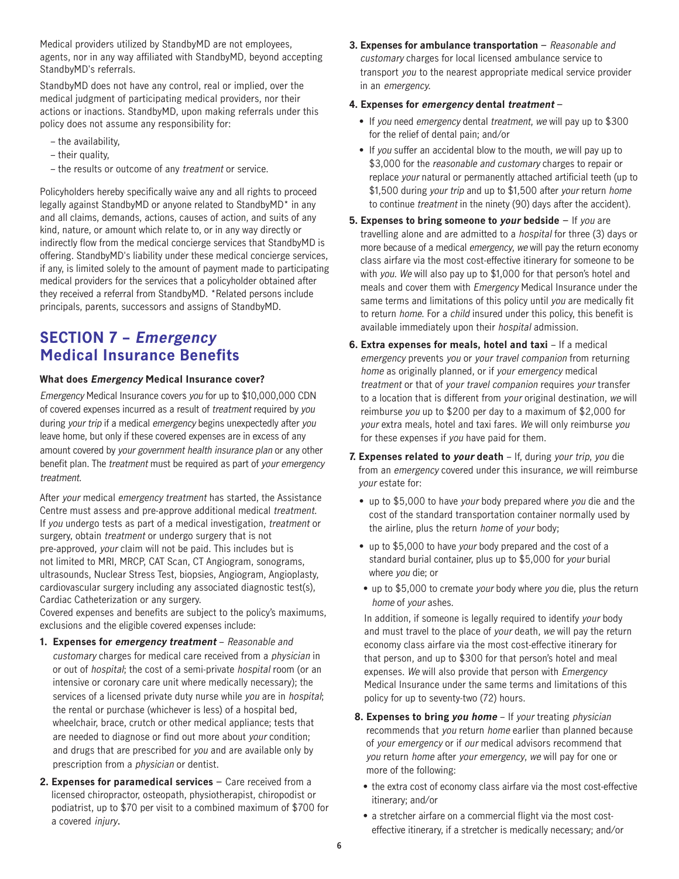Medical providers utilized by StandbyMD are not employees, agents, nor in any way affiliated with StandbyMD, beyond accepting StandbyMD's referrals.

StandbyMD does not have any control, real or implied, over the medical judgment of participating medical providers, nor their actions or inactions. StandbyMD, upon making referrals under this policy does not assume any responsibility for:

– the availability,
– their quality,
– the results or outcome of any *treatment* or service.

Policyholders hereby specifically waive any and all rights to proceed legally against StandbyMD or anyone related to StandbyMD* in any and all claims, demands, actions, causes of action, and suits of any kind, nature, or amount which relate to, or in any way directly or indirectly flow from the medical concierge services that StandbyMD is offering. StandbyMD's liability under these medical concierge services, if any, is limited solely to the amount of payment made to participating medical providers for the services that a policyholder obtained after they received a referral from StandbyMD. *Related persons include principals, parents, successors and assigns of StandbyMD.

## SECTION 7 – *Emergency* Medical Insurance Benefits

### What does *Emergency* Medical Insurance cover?

*Emergency* Medical Insurance covers *you* for up to $10,000,000 CDN of covered expenses incurred as a result of *treatment* required by *you* during *your trip* if a medical *emergency* begins unexpectedly after *you* leave home, but only if these covered expenses are in excess of any amount covered by *your government health insurance plan* or any other benefit plan. The *treatment* must be required as part of *your emergency treatment*.

After *your* medical *emergency treatment* has started, the Assistance Centre must assess and pre-approve additional medical *treatment*. If *you* undergo tests as part of a medical investigation, *treatment* or surgery, obtain *treatment* or undergo surgery that is not pre-approved, *your* claim will not be paid. This includes but is not limited to MRI, MRCP, CAT Scan, CT Angiogram, sonograms, ultrasounds, Nuclear Stress Test, biopsies, Angiogram, Angioplasty, cardiovascular surgery including any associated diagnostic test(s), Cardiac Catheterization or any surgery.

Covered expenses and benefits are subject to the policy's maximums, exclusions and the eligible covered expenses include:

1. **Expenses for *emergency treatment*** – *Reasonable and customary* charges for medical care received from a *physician* in or out of *hospital*; the cost of a semi-private *hospital* room (or an intensive or coronary care unit where medically necessary); the services of a licensed private duty nurse while *you* are in *hospital*; the rental or purchase (whichever is less) of a hospital bed, wheelchair, brace, crutch or other medical appliance; tests that are needed to diagnose or find out more about *your* condition; and drugs that are prescribed for *you* and are available only by prescription from a *physician* or dentist.

2. **Expenses for paramedical services** – Care received from a licensed chiropractor, osteopath, physiotherapist, chiropodist or podiatrist, up to $70 per visit to a combined maximum of $700 for a covered *injury*.

3. **Expenses for ambulance transportation** – *Reasonable and customary* charges for local licensed ambulance service to transport *you* to the nearest appropriate medical service provider in an *emergency*.

4. **Expenses for *emergency* dental *treatment*** –
   - If *you* need *emergency* dental *treatment*, *we* will pay up to $300 for the relief of dental pain; and/or
   - If *you* suffer an accidental blow to the mouth, *we* will pay up to $3,000 for the *reasonable and customary* charges to repair or replace *your* natural or permanently attached artificial teeth (up to $1,500 during *your trip* and up to $1,500 after *your* return *home* to continue *treatment* in the ninety (90) days after the accident).

5. **Expenses to bring someone to *your* bedside** – If *you* are travelling alone and are admitted to a *hospital* for three (3) days or more because of a medical *emergency*, *we* will pay the return economy class airfare via the most cost-effective itinerary for someone to be with *you*. *We* will also pay up to $1,000 for that person's hotel and meals and cover them with *Emergency* Medical Insurance under the same terms and limitations of this policy until *you* are medically fit to return *home*. For a *child* insured under this policy, this benefit is available immediately upon their *hospital* admission.

6. **Extra expenses for meals, hotel and taxi** – If a medical *emergency* prevents *you* or *your travel companion* from returning *home* as originally planned, or if *your emergency* medical *treatment* or that of *your travel companion* requires *your* transfer to a location that is different from *your* original destination, *we* will reimburse *you* up to $200 per day to a maximum of $2,000 for *your* extra meals, hotel and taxi fares. *We* will only reimburse *you* for these expenses if *you* have paid for them.

7. **Expenses related to *your* death** – If, during *your trip*, *you* die from an *emergency* covered under this insurance, *we* will reimburse *your* estate for:
   - up to $5,000 to have *your* body prepared where *you* die and the cost of the standard transportation container normally used by the airline, plus the return *home* of *your* body;
   - up to $5,000 to have *your* body prepared and the cost of a standard burial container, plus up to $5,000 for *your* burial where *you* die; or
   - up to $5,000 to cremate *your* body where *you* die, plus the return *home* of *your* ashes.

   In addition, if someone is legally required to identify *your* body and must travel to the place of *your* death, *we* will pay the return economy class airfare via the most cost-effective itinerary for that person, and up to $300 for that person's hotel and meal expenses. *We* will also provide that person with *Emergency* Medical Insurance under the same terms and limitations of this policy for up to seventy-two (72) hours.

8. **Expenses to bring *you home*** – If *your* treating *physician* recommends that *you* return *home* earlier than planned because of *your emergency* or if *our* medical advisors recommend that *you* return *home* after *your emergency*, *we* will pay for one or more of the following:
   - the extra cost of economy class airfare via the most cost-effective itinerary; and/or
   - a stretcher airfare on a commercial flight via the most cost-effective itinerary, if a stretcher is medically necessary; and/or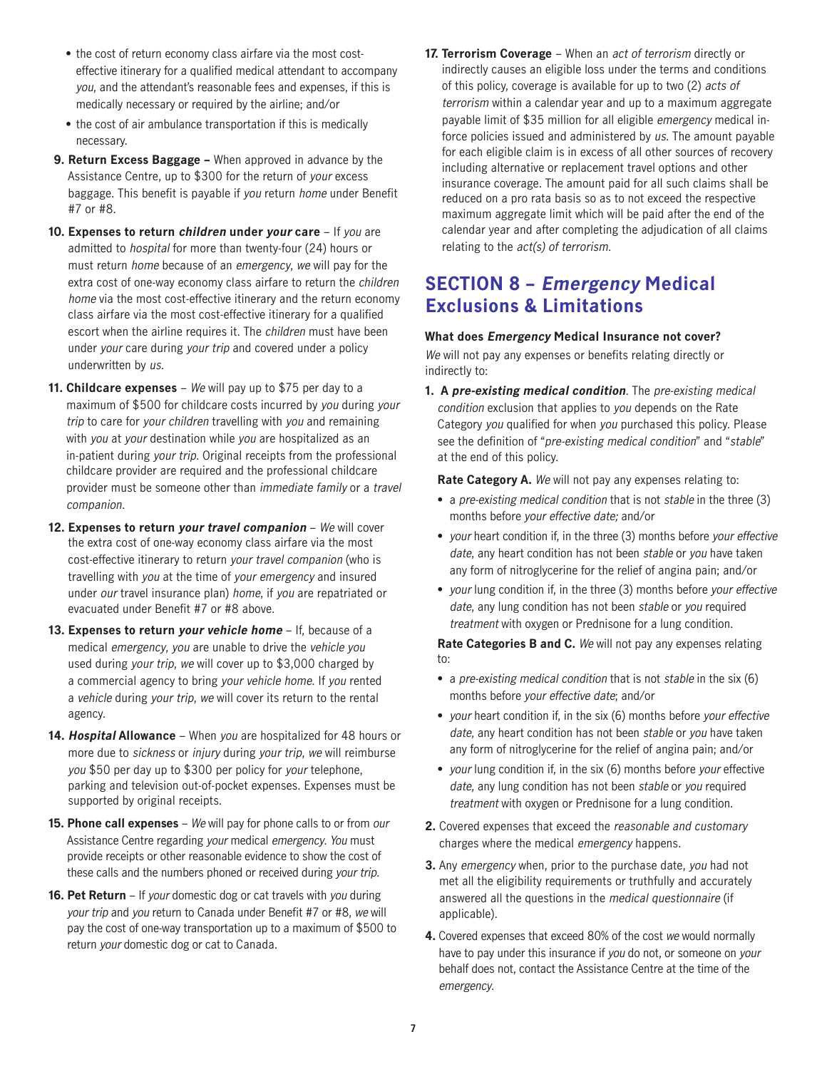- the cost of return economy class airfare via the most cost-effective itinerary for a qualified medical attendant to accompany *you*, and the attendant's reasonable fees and expenses, if this is medically necessary or required by the airline; and/or
- the cost of air ambulance transportation if this is medically necessary.

**9. Return Excess Baggage –** When approved in advance by the Assistance Centre, up to $300 for the return of *your* excess baggage. This benefit is payable if *you* return *home* under Benefit #7 or #8.

**10. Expenses to return *children* under *your* care** – If *you* are admitted to *hospital* for more than twenty-four (24) hours or must return *home* because of an *emergency*, *we* will pay for the extra cost of one-way economy class airfare to return the *children home* via the most cost-effective itinerary and the return economy class airfare via the most cost-effective itinerary for a qualified escort when the airline requires it. The *children* must have been under *your* care during *your trip* and covered under a policy underwritten by *us*.

**11. Childcare expenses** – *We* will pay up to $75 per day to a maximum of $500 for childcare costs incurred by *you* during *your trip* to care for *your children* travelling with *you* and remaining with *you* at *your* destination while *you* are hospitalized as an in-patient during *your trip*. Original receipts from the professional childcare provider are required and the professional childcare provider must be someone other than *immediate family* or a *travel companion*.

**12. Expenses to return *your travel companion*** – *We* will cover the extra cost of one-way economy class airfare via the most cost-effective itinerary to return *your travel companion* (who is travelling with *you* at the time of *your emergency* and insured under *our* travel insurance plan) *home*, if *you* are repatriated or evacuated under Benefit #7 or #8 above.

**13. Expenses to return *your vehicle home*** – If, because of a medical *emergency*, *you* are unable to drive the *vehicle you* used during *your trip*, *we* will cover up to $3,000 charged by a commercial agency to bring *your vehicle home*. If *you* rented a *vehicle* during *your trip*, *we* will cover its return to the rental agency.

**14. *Hospital* Allowance** – When *you* are hospitalized for 48 hours or more due to *sickness* or *injury* during *your trip*, *we* will reimburse *you* $50 per day up to $300 per policy for *your* telephone, parking and television out-of-pocket expenses. Expenses must be supported by original receipts.

**15. Phone call expenses** – *We* will pay for phone calls to or from *our* Assistance Centre regarding *your* medical *emergency*. *You* must provide receipts or other reasonable evidence to show the cost of these calls and the numbers phoned or received during *your trip*.

**16. Pet Return** – If *your* domestic dog or cat travels with *you* during *your trip* and *you* return to Canada under Benefit #7 or #8, *we* will pay the cost of one-way transportation up to a maximum of $500 to return *your* domestic dog or cat to Canada.

**17. Terrorism Coverage** – When an *act of terrorism* directly or indirectly causes an eligible loss under the terms and conditions of this policy, coverage is available for up to two (2) *acts of terrorism* within a calendar year and up to a maximum aggregate payable limit of $35 million for all eligible *emergency* medical in-force policies issued and administered by *us*. The amount payable for each eligible claim is in excess of all other sources of recovery including alternative or replacement travel options and other insurance coverage. The amount paid for all such claims shall be reduced on a pro rata basis so as to not exceed the respective maximum aggregate limit which will be paid after the end of the calendar year and after completing the adjudication of all claims relating to the *act(s) of terrorism*.

## SECTION 8 – *Emergency* Medical Exclusions & Limitations

**What does *Emergency* Medical Insurance not cover?**

*We* will not pay any expenses or benefits relating directly or indirectly to:

**1. A *pre-existing medical condition*.** The *pre-existing medical condition* exclusion that applies to *you* depends on the Rate Category *you* qualified for when *you* purchased this policy. Please see the definition of "*pre-existing medical condition*" and "*stable*" at the end of this policy.

**Rate Category A.** *We* will not pay any expenses relating to:

- a *pre-existing medical condition* that is not *stable* in the three (3) months before *your effective date;* and/or
- *your* heart condition if, in the three (3) months before *your effective date*, any heart condition has not been *stable* or *you* have taken any form of nitroglycerine for the relief of angina pain; and/or
- *your* lung condition if, in the three (3) months before *your effective date*, any lung condition has not been *stable* or *you* required *treatment* with oxygen or Prednisone for a lung condition.

**Rate Categories B and C.** *We* will not pay any expenses relating to:

- a *pre-existing medical condition* that is not *stable* in the six (6) months before *your effective date*; and/or
- *your* heart condition if, in the six (6) months before *your effective date*, any heart condition has not been *stable* or *you* have taken any form of nitroglycerine for the relief of angina pain; and/or
- *your* lung condition if, in the six (6) months before *your* effective *date*, any lung condition has not been *stable* or *you* required *treatment* with oxygen or Prednisone for a lung condition.

**2.** Covered expenses that exceed the *reasonable and customary* charges where the medical *emergency* happens.

**3.** Any *emergency* when, prior to the purchase date, *you* had not met all the eligibility requirements or truthfully and accurately answered all the questions in the *medical questionnaire* (if applicable).

**4.** Covered expenses that exceed 80% of the cost *we* would normally have to pay under this insurance if *you* do not, or someone on *your* behalf does not, contact the Assistance Centre at the time of the *emergency*.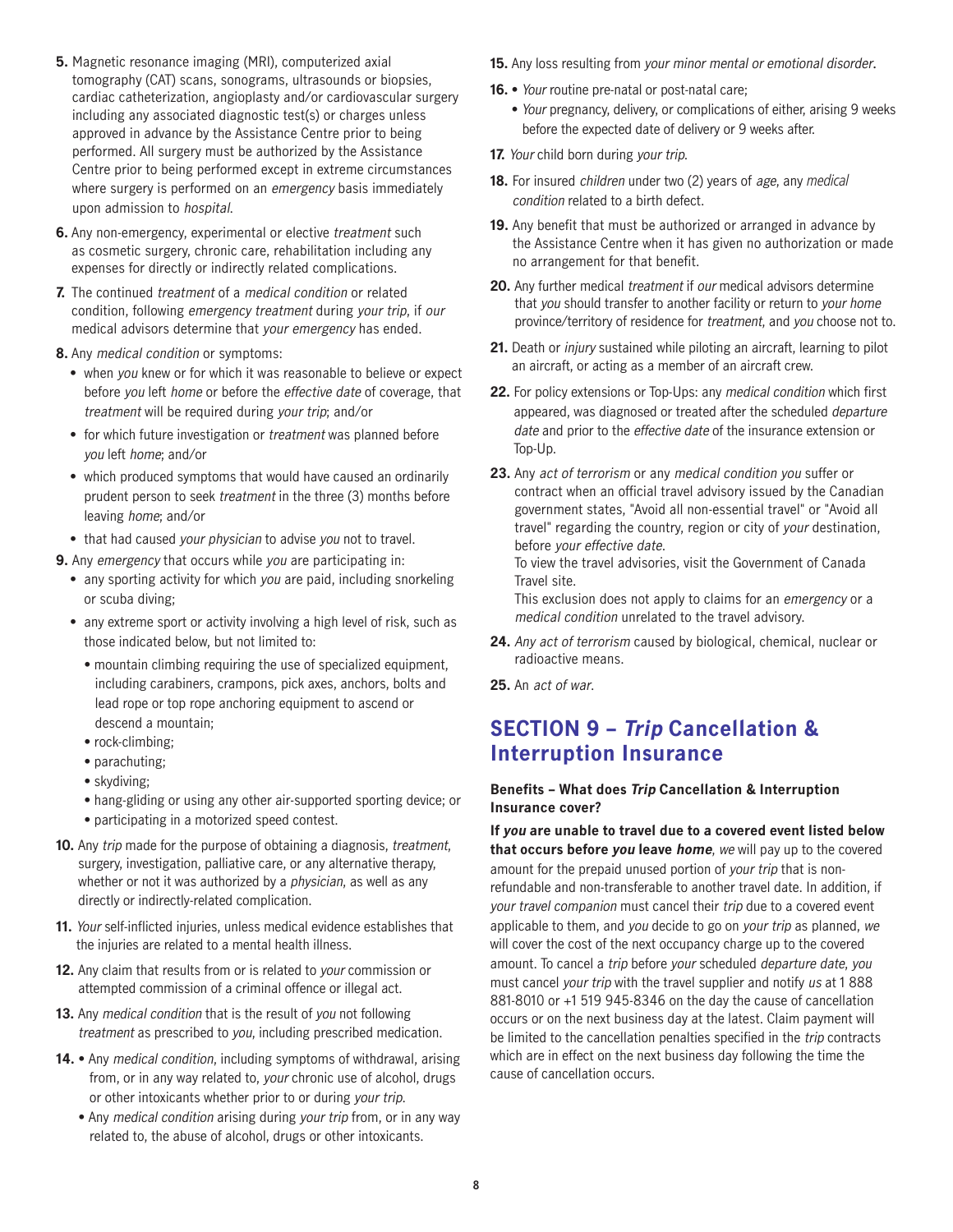5. Magnetic resonance imaging (MRI), computerized axial tomography (CAT) scans, sonograms, ultrasounds or biopsies, cardiac catheterization, angioplasty and/or cardiovascular surgery including any associated diagnostic test(s) or charges unless approved in advance by the Assistance Centre prior to being performed. All surgery must be authorized by the Assistance Centre prior to being performed except in extreme circumstances where surgery is performed on an *emergency* basis immediately upon admission to *hospital*.

6. Any non-emergency, experimental or elective *treatment* such as cosmetic surgery, chronic care, rehabilitation including any expenses for directly or indirectly related complications.

7. The continued *treatment* of a *medical condition* or related condition, following *emergency treatment* during *your trip*, if *our* medical advisors determine that *your emergency* has ended.

8. Any *medical condition* or symptoms:
   - when *you* knew or for which it was reasonable to believe or expect before *you* left *home* or before the *effective date* of coverage, that *treatment* will be required during *your trip*; and/or
   - for which future investigation or *treatment* was planned before *you* left *home*; and/or
   - which produced symptoms that would have caused an ordinarily prudent person to seek *treatment* in the three (3) months before leaving *home*; and/or
   - that had caused *your physician* to advise *you* not to travel.

9. Any *emergency* that occurs while *you* are participating in:
   - any sporting activity for which *you* are paid, including snorkeling or scuba diving;
   - any extreme sport or activity involving a high level of risk, such as those indicated below, but not limited to:
     - mountain climbing requiring the use of specialized equipment, including carabiners, crampons, pick axes, anchors, bolts and lead rope or top rope anchoring equipment to ascend or descend a mountain;
     - rock-climbing;
     - parachuting;
     - skydiving;
     - hang-gliding or using any other air-supported sporting device; or
     - participating in a motorized speed contest.

10. Any *trip* made for the purpose of obtaining a diagnosis, *treatment*, surgery, investigation, palliative care, or any alternative therapy, whether or not it was authorized by a *physician*, as well as any directly or indirectly-related complication.

11. *Your* self-inflicted injuries, unless medical evidence establishes that the injuries are related to a mental health illness.

12. Any claim that results from or is related to *your* commission or attempted commission of a criminal offence or illegal act.

13. Any *medical condition* that is the result of *you* not following *treatment* as prescribed to *you*, including prescribed medication.

14. 
   - Any *medical condition*, including symptoms of withdrawal, arising from, or in any way related to, *your* chronic use of alcohol, drugs or other intoxicants whether prior to or during *your trip*.
   - Any *medical condition* arising during *your trip* from, or in any way related to, the abuse of alcohol, drugs or other intoxicants.

15. Any loss resulting from *your minor mental or emotional disorder*.

16. 
   - *Your* routine pre-natal or post-natal care;
   - *Your* pregnancy, delivery, or complications of either, arising 9 weeks before the expected date of delivery or 9 weeks after.

17. *Your* child born during *your trip*.

18. For insured *children* under two (2) years of *age*, any *medical condition* related to a birth defect.

19. Any benefit that must be authorized or arranged in advance by the Assistance Centre when it has given no authorization or made no arrangement for that benefit.

20. Any further medical *treatment* if *our* medical advisors determine that *you* should transfer to another facility or return to *your home* province/territory of residence for *treatment*, and *you* choose not to.

21. Death or *injury* sustained while piloting an aircraft, learning to pilot an aircraft, or acting as a member of an aircraft crew.

22. For policy extensions or Top-Ups: any *medical condition* which first appeared, was diagnosed or treated after the scheduled *departure date* and prior to the *effective date* of the insurance extension or Top-Up.

23. Any *act of terrorism* or any *medical condition you* suffer or contract when an official travel advisory issued by the Canadian government states, "Avoid all non-essential travel" or "Avoid all travel" regarding the country, region or city of *your* destination, before *your effective date*.
   
    To view the travel advisories, visit the Government of Canada Travel site.
   
    This exclusion does not apply to claims for an *emergency* or a *medical condition* unrelated to the travel advisory.

24. *Any act of terrorism* caused by biological, chemical, nuclear or radioactive means.

25. An *act of war*.

## SECTION 9 – *Trip* Cancellation & Interruption Insurance

**Benefits – What does *Trip* Cancellation & Interruption Insurance cover?**

**If *you* are unable to travel due to a covered event listed below that occurs before *you* leave *home***, *we* will pay up to the covered amount for the prepaid unused portion of *your trip* that is non-refundable and non-transferable to another travel date. In addition, if *your travel companion* must cancel their *trip* due to a covered event applicable to them, and *you* decide to go on *your trip* as planned, *we* will cover the cost of the next occupancy charge up to the covered amount. To cancel a *trip* before *your* scheduled *departure date*, *you* must cancel *your trip* with the travel supplier and notify *us* at 1 888 881-8010 or +1 519 945-8346 on the day the cause of cancellation occurs or on the next business day at the latest. Claim payment will be limited to the cancellation penalties specified in the *trip* contracts which are in effect on the next business day following the time the cause of cancellation occurs.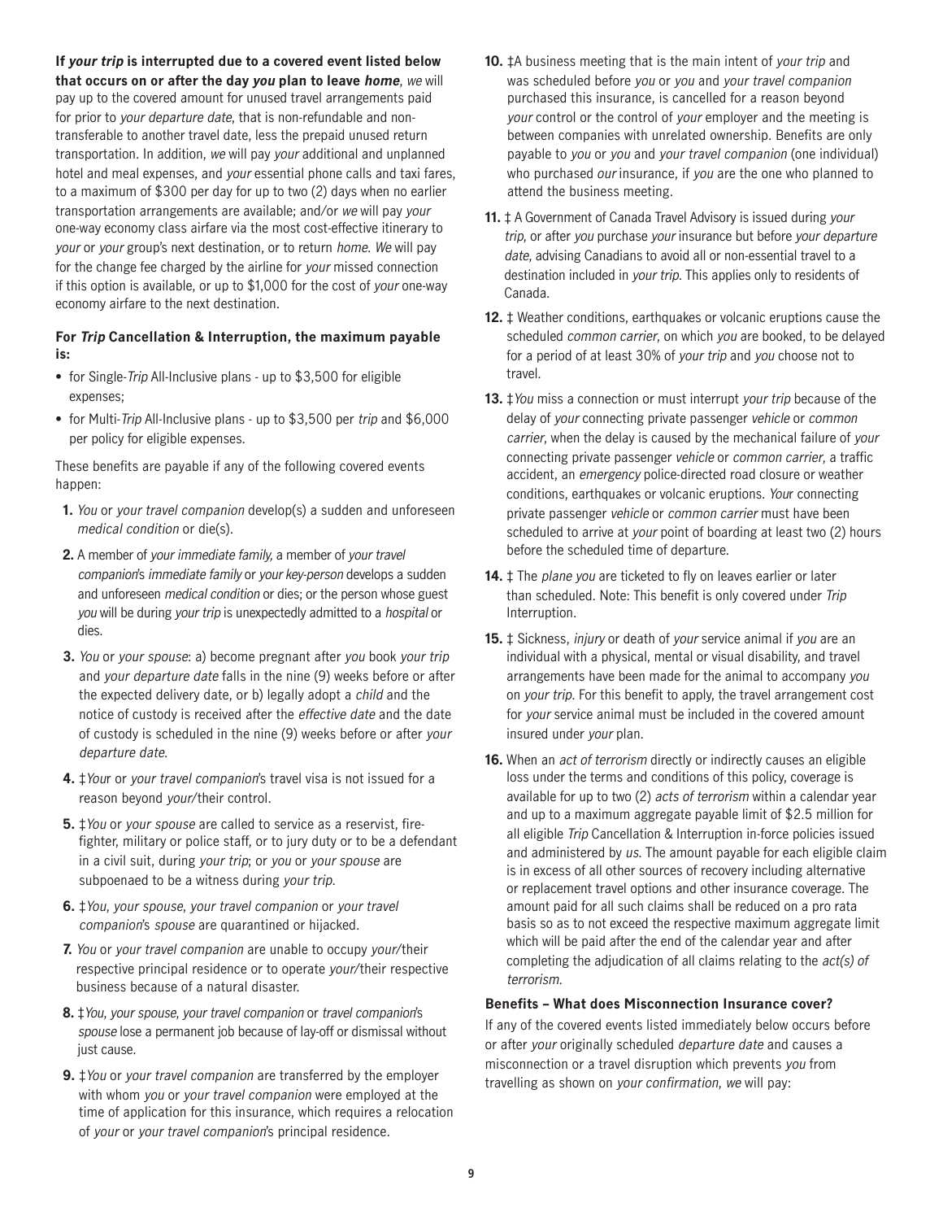**If *your trip* is interrupted due to a covered event listed below that occurs on or after the day *you* plan to leave *home***, *we* will pay up to the covered amount for unused travel arrangements paid for prior to *your departure date*, that is non-refundable and non-transferable to another travel date, less the prepaid unused return transportation. In addition, *we* will pay *your* additional and unplanned hotel and meal expenses, and *your* essential phone calls and taxi fares, to a maximum of $300 per day for up to two (2) days when no earlier transportation arrangements are available; and/or *we* will pay *your* one-way economy class airfare via the most cost-effective itinerary to *your* or *your* group's next destination, or to return *home*. *We* will pay for the change fee charged by the airline for *your* missed connection if this option is available, or up to $1,000 for the cost of *your* one-way economy airfare to the next destination.

**For *Trip* Cancellation & Interruption, the maximum payable is:**

- for Single-*Trip* All-Inclusive plans - up to $3,500 for eligible expenses;
- for Multi-*Trip* All-Inclusive plans - up to $3,500 per *trip* and $6,000 per policy for eligible expenses.

These benefits are payable if any of the following covered events happen:

1. *You* or *your travel companion* develop(s) a sudden and unforeseen *medical condition* or die(s).
2. A member of *your immediate family*, a member of *your travel companion*'s *immediate family* or *your key-person* develops a sudden and unforeseen *medical condition* or dies; or the person whose guest *you* will be during *your trip* is unexpectedly admitted to a *hospital* or dies.
3. *You* or *your spouse*: a) become pregnant after *you* book *your trip* and *your departure date* falls in the nine (9) weeks before or after the expected delivery date, or b) legally adopt a *child* and the notice of custody is received after the *effective date* and the date of custody is scheduled in the nine (9) weeks before or after *your departure date*.
4. ‡*Your* or *your travel companion*'s travel visa is not issued for a reason beyond *your*/their control.
5. ‡*You* or *your spouse* are called to service as a reservist, fire-fighter, military or police staff, or to jury duty or to be a defendant in a civil suit, during *your trip*; or *you* or *your spouse* are subpoenaed to be a witness during *your trip*.
6. ‡*You*, *your spouse*, *your travel companion* or *your travel companion*'s *spouse* are quarantined or hijacked.
7. *You* or *your travel companion* are unable to occupy *your*/their respective principal residence or to operate *your*/their respective business because of a natural disaster.
8. ‡*You, your spouse, your travel companion* or *travel companion*'s *spouse* lose a permanent job because of lay-off or dismissal without just cause.
9. ‡*You* or *your travel companion* are transferred by the employer with whom *you* or *your travel companion* were employed at the time of application for this insurance, which requires a relocation of *your* or *your travel companion*'s principal residence.
10. ‡A business meeting that is the main intent of *your trip* and was scheduled before *you* or *you* and *your travel companion* purchased this insurance, is cancelled for a reason beyond *your* control or the control of *your* employer and the meeting is between companies with unrelated ownership. Benefits are only payable to *you* or *you* and *your travel companion* (one individual) who purchased *our* insurance, if *you* are the one who planned to attend the business meeting.
11. ‡ A Government of Canada Travel Advisory is issued during *your trip*, or after *you* purchase *your* insurance but before *your departure date*, advising Canadians to avoid all or non-essential travel to a destination included in *your trip*. This applies only to residents of Canada.
12. ‡ Weather conditions, earthquakes or volcanic eruptions cause the scheduled *common carrier*, on which *you* are booked, to be delayed for a period of at least 30% of *your trip* and *you* choose not to travel.
13. ‡*You* miss a connection or must interrupt *your trip* because of the delay of *your* connecting private passenger *vehicle* or *common carrier*, when the delay is caused by the mechanical failure of *your* connecting private passenger *vehicle* or *common carrier*, a traffic accident, an *emergency* police-directed road closure or weather conditions, earthquakes or volcanic eruptions. *Your* connecting private passenger *vehicle* or *common carrier* must have been scheduled to arrive at *your* point of boarding at least two (2) hours before the scheduled time of departure.
14. ‡ The *plane you* are ticketed to fly on leaves earlier or later than scheduled. Note: This benefit is only covered under *Trip* Interruption.
15. ‡ Sickness, *injury* or death of *your* service animal if *you* are an individual with a physical, mental or visual disability, and travel arrangements have been made for the animal to accompany *you* on *your trip*. For this benefit to apply, the travel arrangement cost for *your* service animal must be included in the covered amount insured under *your* plan.
16. When an *act of terrorism* directly or indirectly causes an eligible loss under the terms and conditions of this policy, coverage is available for up to two (2) *acts of terrorism* within a calendar year and up to a maximum aggregate payable limit of $2.5 million for all eligible *Trip* Cancellation & Interruption in-force policies issued and administered by *us*. The amount payable for each eligible claim is in excess of all other sources of recovery including alternative or replacement travel options and other insurance coverage. The amount paid for all such claims shall be reduced on a pro rata basis so as to not exceed the respective maximum aggregate limit which will be paid after the end of the calendar year and after completing the adjudication of all claims relating to the *act(s) of terrorism*.

**Benefits – What does Misconnection Insurance cover?**

If any of the covered events listed immediately below occurs before or after *your* originally scheduled *departure date* and causes a misconnection or a travel disruption which prevents *you* from travelling as shown on *your confirmation*, *we* will pay: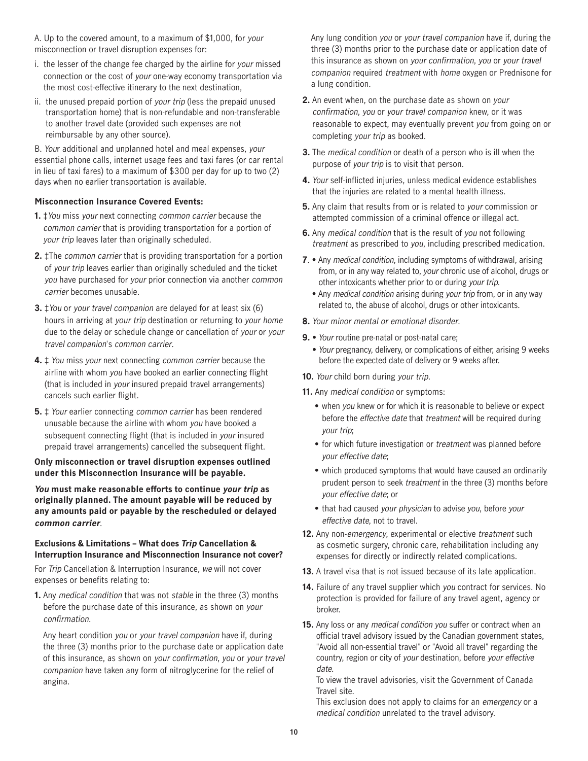A. Up to the covered amount, to a maximum of $1,000, for *your* misconnection or travel disruption expenses for:

i. the lesser of the change fee charged by the airline for *your* missed connection or the cost of *your* one-way economy transportation via the most cost-effective itinerary to the next destination,

ii. the unused prepaid portion of *your trip* (less the prepaid unused transportation home) that is non-refundable and non-transferable to another travel date (provided such expenses are not reimbursable by any other source).

B. *Your* additional and unplanned hotel and meal expenses, *your* essential phone calls, internet usage fees and taxi fares (or car rental in lieu of taxi fares) to a maximum of $300 per day for up to two (2) days when no earlier transportation is available.

**Misconnection Insurance Covered Events:**

**1.** ‡*You* miss *your* next connecting *common carrier* because the *common carrier* that is providing transportation for a portion of *your trip* leaves later than originally scheduled.

**2.** ‡The *common carrier* that is providing transportation for a portion of *your trip* leaves earlier than originally scheduled and the ticket *you* have purchased for *your* prior connection via another *common carrier* becomes unusable.

**3.** ‡*You* or *your travel companion* are delayed for at least six (6) hours in arriving at *your trip* destination or returning to *your home* due to the delay or schedule change or cancellation of *your* or *your travel companion*'s *common carrier*.

**4.** ‡ *You* miss *your* next connecting *common carrier* because the airline with whom *you* have booked an earlier connecting flight (that is included in *your* insured prepaid travel arrangements) cancels such earlier flight.

**5.** ‡ *Your* earlier connecting *common carrier* has been rendered unusable because the airline with whom *you* have booked a subsequent connecting flight (that is included in *your* insured prepaid travel arrangements) cancelled the subsequent flight.

**Only misconnection or travel disruption expenses outlined under this Misconnection Insurance will be payable.**

***You* must make reasonable efforts to continue *your trip* as originally planned. The amount payable will be reduced by any amounts paid or payable by the rescheduled or delayed *common carrier*.**

### Exclusions & Limitations – What does *Trip* Cancellation & Interruption Insurance and Misconnection Insurance not cover?

For *Trip* Cancellation & Interruption Insurance, *we* will not cover expenses or benefits relating to:

**1.** Any *medical condition* that was not *stable* in the three (3) months before the purchase date of this insurance, as shown on *your confirmation*.

Any heart condition *you* or *your travel companion* have if, during the three (3) months prior to the purchase date or application date of this insurance, as shown on *your confirmation*, *you* or *your travel companion* have taken any form of nitroglycerine for the relief of angina.

Any lung condition *you* or *your travel companion* have if, during the three (3) months prior to the purchase date or application date of this insurance as shown on *your confirmation*, *you* or *your travel companion* required *treatment* with *home* oxygen or Prednisone for a lung condition.

**2.** An event when, on the purchase date as shown on *your confirmation*, *you* or *your travel companion* knew, or it was reasonable to expect, may eventually prevent *you* from going on or completing *your trip* as booked.

**3.** The *medical condition* or death of a person who is ill when the purpose of *your trip* is to visit that person.

**4.** *Your* self-inflicted injuries, unless medical evidence establishes that the injuries are related to a mental health illness.

**5.** Any claim that results from or is related to *your* commission or attempted commission of a criminal offence or illegal act.

**6.** Any *medical condition* that is the result of *you* not following *treatment* as prescribed to *you*, including prescribed medication.

**7**. • Any *medical condition*, including symptoms of withdrawal, arising from, or in any way related to, *your* chronic use of alcohol, drugs or other intoxicants whether prior to or during *your trip*.
- Any *medical condition* arising during *your trip* from, or in any way related to, the abuse of alcohol, drugs or other intoxicants.

**8.** *Your minor mental or emotional disorder*.

**9.** • *Your* routine pre-natal or post-natal care;
- *Your* pregnancy, delivery, or complications of either, arising 9 weeks before the expected date of delivery or 9 weeks after.

**10.** *Your* child born during *your trip*.

**11.** Any *medical condition* or symptoms:
- when *you* knew or for which it is reasonable to believe or expect before the *effective date* that *treatment* will be required during *your trip*;
- for which future investigation or *treatment* was planned before *your effective date*;
- which produced symptoms that would have caused an ordinarily prudent person to seek *treatment* in the three (3) months before *your effective date*; or
- that had caused *your physician* to advise *you*, before *your effective date*, not to travel.

**12.** Any non-*emergency*, experimental or elective *treatment* such as cosmetic surgery, chronic care, rehabilitation including any expenses for directly or indirectly related complications.

**13.** A travel visa that is not issued because of its late application.

**14.** Failure of any travel supplier which *you* contract for services. No protection is provided for failure of any travel agent, agency or broker.

**15.** Any loss or any *medical condition you* suffer or contract when an official travel advisory issued by the Canadian government states, "Avoid all non-essential travel" or "Avoid all travel" regarding the country, region or city of *your* destination, before *your effective date*.

To view the travel advisories, visit the Government of Canada Travel site.

This exclusion does not apply to claims for an *emergency* or a *medical condition* unrelated to the travel advisory.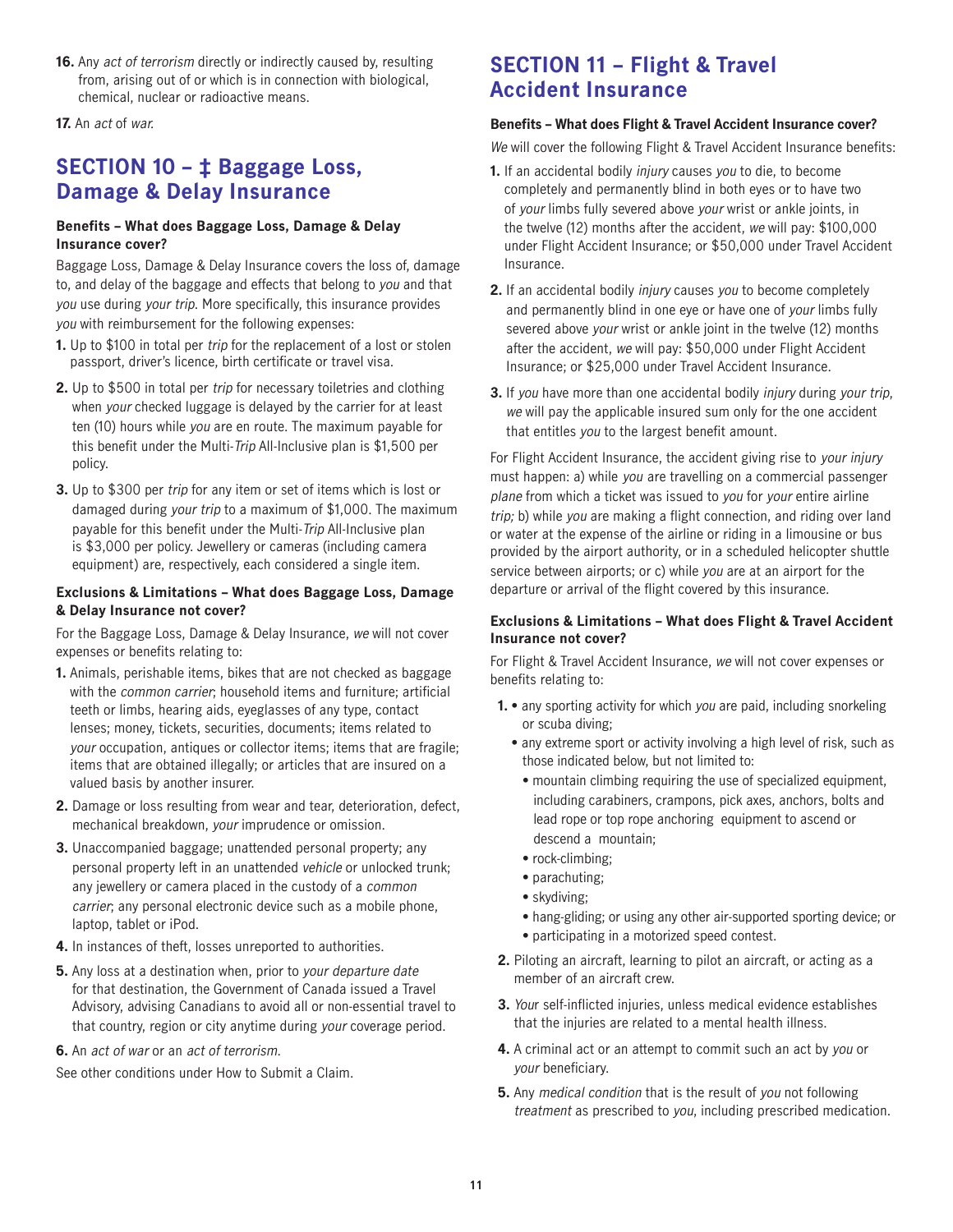16. Any *act of terrorism* directly or indirectly caused by, resulting from, arising out of or which is in connection with biological, chemical, nuclear or radioactive means.

17. An *act* of *war*.

## SECTION 10 – ‡ Baggage Loss, Damage & Delay Insurance

**Benefits – What does Baggage Loss, Damage & Delay Insurance cover?**

Baggage Loss, Damage & Delay Insurance covers the loss of, damage to, and delay of the baggage and effects that belong to *you* and that *you* use during *your trip*. More specifically, this insurance provides *you* with reimbursement for the following expenses:

1. Up to $100 in total per *trip* for the replacement of a lost or stolen passport, driver's licence, birth certificate or travel visa.
2. Up to $500 in total per *trip* for necessary toiletries and clothing when *your* checked luggage is delayed by the carrier for at least ten (10) hours while *you* are en route. The maximum payable for this benefit under the Multi-*Trip* All-Inclusive plan is $1,500 per policy.
3. Up to $300 per *trip* for any item or set of items which is lost or damaged during *your trip* to a maximum of $1,000. The maximum payable for this benefit under the Multi-*Trip* All-Inclusive plan is $3,000 per policy. Jewellery or cameras (including camera equipment) are, respectively, each considered a single item.

**Exclusions & Limitations – What does Baggage Loss, Damage & Delay Insurance not cover?**

For the Baggage Loss, Damage & Delay Insurance, *we* will not cover expenses or benefits relating to:

1. Animals, perishable items, bikes that are not checked as baggage with the *common carrier*; household items and furniture; artificial teeth or limbs, hearing aids, eyeglasses of any type, contact lenses; money, tickets, securities, documents; items related to *your* occupation, antiques or collector items; items that are fragile; items that are obtained illegally; or articles that are insured on a valued basis by another insurer.
2. Damage or loss resulting from wear and tear, deterioration, defect, mechanical breakdown, *your* imprudence or omission.
3. Unaccompanied baggage; unattended personal property; any personal property left in an unattended *vehicle* or unlocked trunk; any jewellery or camera placed in the custody of a *common carrier*; any personal electronic device such as a mobile phone, laptop, tablet or iPod.
4. In instances of theft, losses unreported to authorities.
5. Any loss at a destination when, prior to *your departure date* for that destination, the Government of Canada issued a Travel Advisory, advising Canadians to avoid all or non-essential travel to that country, region or city anytime during *your* coverage period.
6. An *act of war* or an *act of terrorism*.

See other conditions under How to Submit a Claim.

## SECTION 11 – Flight & Travel Accident Insurance

**Benefits – What does Flight & Travel Accident Insurance cover?**

*We* will cover the following Flight & Travel Accident Insurance benefits:

1. If an accidental bodily *injury* causes *you* to die, to become completely and permanently blind in both eyes or to have two of *your* limbs fully severed above *your* wrist or ankle joints, in the twelve (12) months after the accident, *we* will pay: $100,000 under Flight Accident Insurance; or $50,000 under Travel Accident Insurance.
2. If an accidental bodily *injury* causes *you* to become completely and permanently blind in one eye or have one of *your* limbs fully severed above *your* wrist or ankle joint in the twelve (12) months after the accident, *we* will pay: $50,000 under Flight Accident Insurance; or $25,000 under Travel Accident Insurance.
3. If *you* have more than one accidental bodily *injury* during *your trip*, *we* will pay the applicable insured sum only for the one accident that entitles *you* to the largest benefit amount.

For Flight Accident Insurance, the accident giving rise to *your injury* must happen: a) while *you* are travelling on a commercial passenger *plane* from which a ticket was issued to *you* for *your* entire airline *trip;* b) while *you* are making a flight connection, and riding over land or water at the expense of the airline or riding in a limousine or bus provided by the airport authority, or in a scheduled helicopter shuttle service between airports; or c) while *you* are at an airport for the departure or arrival of the flight covered by this insurance.

**Exclusions & Limitations – What does Flight & Travel Accident Insurance not cover?**

For Flight & Travel Accident Insurance, *we* will not cover expenses or benefits relating to:

1. 
   - any sporting activity for which *you* are paid, including snorkeling or scuba diving;
   - any extreme sport or activity involving a high level of risk, such as those indicated below, but not limited to:
     - mountain climbing requiring the use of specialized equipment, including carabiners, crampons, pick axes, anchors, bolts and lead rope or top rope anchoring equipment to ascend or descend a mountain;
     - rock-climbing;
     - parachuting;
     - skydiving;
     - hang-gliding; or using any other air-supported sporting device; or
     - participating in a motorized speed contest.
2. Piloting an aircraft, learning to pilot an aircraft, or acting as a member of an aircraft crew.
3. *Your* self-inflicted injuries, unless medical evidence establishes that the injuries are related to a mental health illness.
4. A criminal act or an attempt to commit such an act by *you* or *your* beneficiary.
5. Any *medical condition* that is the result of *you* not following *treatment* as prescribed to *you*, including prescribed medication.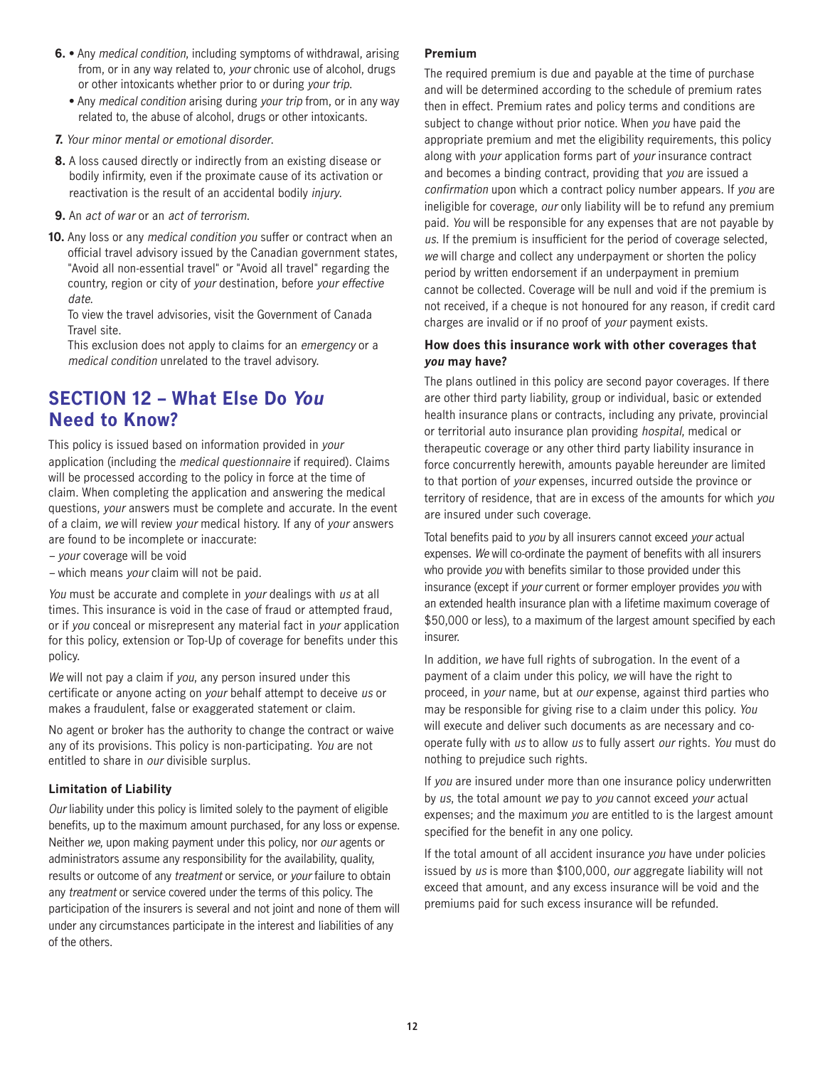6. • Any *medical condition*, including symptoms of withdrawal, arising from, or in any way related to, *your* chronic use of alcohol, drugs or other intoxicants whether prior to or during *your trip*.
   • Any *medical condition* arising during *your trip* from, or in any way related to, the abuse of alcohol, drugs or other intoxicants.
7. *Your minor mental or emotional disorder.*
8. A loss caused directly or indirectly from an existing disease or bodily infirmity, even if the proximate cause of its activation or reactivation is the result of an accidental bodily *injury*.
9. An *act of war* or an *act of terrorism*.
10. Any loss or any *medical condition you* suffer or contract when an official travel advisory issued by the Canadian government states, "Avoid all non-essential travel" or "Avoid all travel" regarding the country, region or city of *your* destination, before *your effective date*.
    To view the travel advisories, visit the Government of Canada Travel site.
    This exclusion does not apply to claims for an *emergency* or a *medical condition* unrelated to the travel advisory.

## SECTION 12 – What Else Do *You* Need to Know?

This policy is issued based on information provided in *your* application (including the *medical questionnaire* if required). Claims will be processed according to the policy in force at the time of claim. When completing the application and answering the medical questions, *your* answers must be complete and accurate. In the event of a claim, *we* will review *your* medical history. If any of *your* answers are found to be incomplete or inaccurate:

– *your* coverage will be void
– which means *your* claim will not be paid.

*You* must be accurate and complete in *your* dealings with *us* at all times. This insurance is void in the case of fraud or attempted fraud, or if *you* conceal or misrepresent any material fact in *your* application for this policy, extension or Top-Up of coverage for benefits under this policy.

*We* will not pay a claim if *you*, any person insured under this certificate or anyone acting on *your* behalf attempt to deceive *us* or makes a fraudulent, false or exaggerated statement or claim.

No agent or broker has the authority to change the contract or waive any of its provisions. This policy is non-participating. *You* are not entitled to share in *our* divisible surplus.

### Limitation of Liability

*Our* liability under this policy is limited solely to the payment of eligible benefits, up to the maximum amount purchased, for any loss or expense. Neither *we*, upon making payment under this policy, nor *our* agents or administrators assume any responsibility for the availability, quality, results or outcome of any *treatment* or service, or *your* failure to obtain any *treatment* or service covered under the terms of this policy. The participation of the insurers is several and not joint and none of them will under any circumstances participate in the interest and liabilities of any of the others.

### Premium

The required premium is due and payable at the time of purchase and will be determined according to the schedule of premium rates then in effect. Premium rates and policy terms and conditions are subject to change without prior notice. When *you* have paid the appropriate premium and met the eligibility requirements, this policy along with *your* application forms part of *your* insurance contract and becomes a binding contract, providing that *you* are issued a *confirmation* upon which a contract policy number appears. If *you* are ineligible for coverage, *our* only liability will be to refund any premium paid. *You* will be responsible for any expenses that are not payable by *us*. If the premium is insufficient for the period of coverage selected, *we* will charge and collect any underpayment or shorten the policy period by written endorsement if an underpayment in premium cannot be collected. Coverage will be null and void if the premium is not received, if a cheque is not honoured for any reason, if credit card charges are invalid or if no proof of *your* payment exists.

### How does this insurance work with other coverages that *you* may have?

The plans outlined in this policy are second payor coverages. If there are other third party liability, group or individual, basic or extended health insurance plans or contracts, including any private, provincial or territorial auto insurance plan providing *hospital*, medical or therapeutic coverage or any other third party liability insurance in force concurrently herewith, amounts payable hereunder are limited to that portion of *your* expenses, incurred outside the province or territory of residence, that are in excess of the amounts for which *you* are insured under such coverage.

Total benefits paid to *you* by all insurers cannot exceed *your* actual expenses. *We* will co-ordinate the payment of benefits with all insurers who provide *you* with benefits similar to those provided under this insurance (except if *your* current or former employer provides *you* with an extended health insurance plan with a lifetime maximum coverage of $50,000 or less), to a maximum of the largest amount specified by each insurer.

In addition, *we* have full rights of subrogation. In the event of a payment of a claim under this policy, *we* will have the right to proceed, in *your* name, but at *our* expense, against third parties who may be responsible for giving rise to a claim under this policy. *You* will execute and deliver such documents as are necessary and co-operate fully with *us* to allow *us* to fully assert *our* rights. *You* must do nothing to prejudice such rights.

If *you* are insured under more than one insurance policy underwritten by *us*, the total amount *we* pay to *you* cannot exceed *your* actual expenses; and the maximum *you* are entitled to is the largest amount specified for the benefit in any one policy.

If the total amount of all accident insurance *you* have under policies issued by *us* is more than $100,000, *our* aggregate liability will not exceed that amount, and any excess insurance will be void and the premiums paid for such excess insurance will be refunded.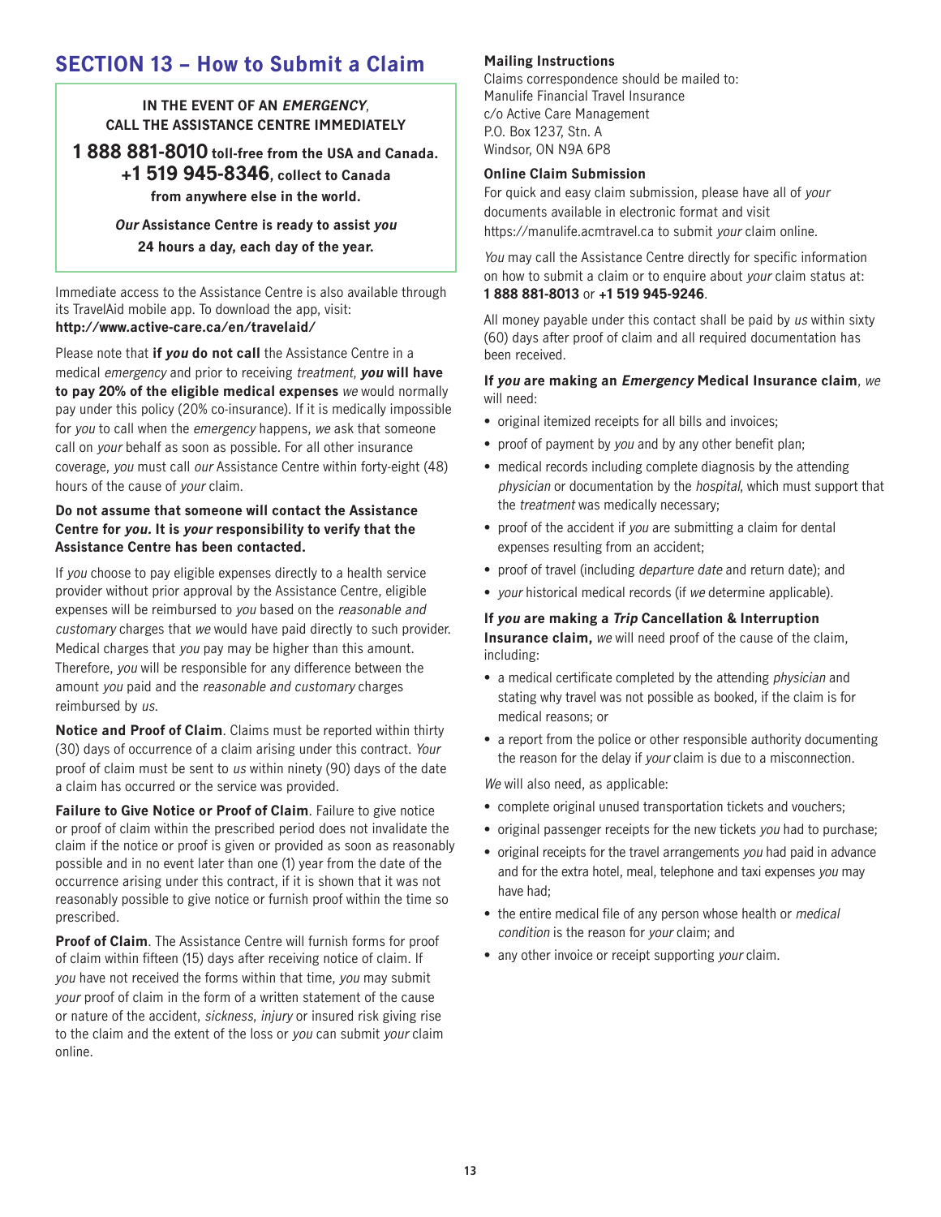## SECTION 13 – How to Submit a Claim

**IN THE EVENT OF AN *EMERGENCY*, CALL THE ASSISTANCE CENTRE IMMEDIATELY**

**1 888 881-8010 toll-free from the USA and Canada.**
**+1 519 945-8346, collect to Canada from anywhere else in the world.**

***Our* Assistance Centre is ready to assist *you* 24 hours a day, each day of the year.**

Immediate access to the Assistance Centre is also available through its TravelAid mobile app. To download the app, visit: **http://www.active-care.ca/en/travelaid/**

Please note that **if *you* do not call** the Assistance Centre in a medical *emergency* and prior to receiving *treatment*, ***you* will have to pay 20% of the eligible medical expenses** *we* would normally pay under this policy (20% co-insurance). If it is medically impossible for *you* to call when the *emergency* happens, *we* ask that someone call on *your* behalf as soon as possible. For all other insurance coverage, *you* must call *our* Assistance Centre within forty-eight (48) hours of the cause of *your* claim.

**Do not assume that someone will contact the Assistance Centre for *you*. It is *your* responsibility to verify that the Assistance Centre has been contacted.**

If *you* choose to pay eligible expenses directly to a health service provider without prior approval by the Assistance Centre, eligible expenses will be reimbursed to *you* based on the *reasonable and customary* charges that *we* would have paid directly to such provider. Medical charges that *you* pay may be higher than this amount. Therefore, *you* will be responsible for any difference between the amount *you* paid and the *reasonable and customary* charges reimbursed by *us*.

**Notice and Proof of Claim**. Claims must be reported within thirty (30) days of occurrence of a claim arising under this contract. *Your* proof of claim must be sent to *us* within ninety (90) days of the date a claim has occurred or the service was provided.

**Failure to Give Notice or Proof of Claim**. Failure to give notice or proof of claim within the prescribed period does not invalidate the claim if the notice or proof is given or provided as soon as reasonably possible and in no event later than one (1) year from the date of the occurrence arising under this contract, if it is shown that it was not reasonably possible to give notice or furnish proof within the time so prescribed.

**Proof of Claim**. The Assistance Centre will furnish forms for proof of claim within fifteen (15) days after receiving notice of claim. If *you* have not received the forms within that time, *you* may submit *your* proof of claim in the form of a written statement of the cause or nature of the accident, *sickness*, *injury* or insured risk giving rise to the claim and the extent of the loss or *you* can submit *your* claim online.

**Mailing Instructions**

Claims correspondence should be mailed to:
Manulife Financial Travel Insurance
c/o Active Care Management
P.O. Box 1237, Stn. A
Windsor, ON N9A 6P8

**Online Claim Submission**

For quick and easy claim submission, please have all of *your* documents available in electronic format and visit https://manulife.acmtravel.ca to submit *your* claim online.

*You* may call the Assistance Centre directly for specific information on how to submit a claim or to enquire about *your* claim status at: **1 888 881-8013** or **+1 519 945-9246**.

All money payable under this contact shall be paid by *us* within sixty (60) days after proof of claim and all required documentation has been received.

**If *you* are making an *Emergency* Medical Insurance claim**, *we* will need:

- original itemized receipts for all bills and invoices;
- proof of payment by *you* and by any other benefit plan;
- medical records including complete diagnosis by the attending *physician* or documentation by the *hospital*, which must support that the *treatment* was medically necessary;
- proof of the accident if *you* are submitting a claim for dental expenses resulting from an accident;
- proof of travel (including *departure date* and return date); and
- *your* historical medical records (if *we* determine applicable).

**If *you* are making a *Trip* Cancellation & Interruption Insurance claim,** *we* will need proof of the cause of the claim, including:

- a medical certificate completed by the attending *physician* and stating why travel was not possible as booked, if the claim is for medical reasons; or
- a report from the police or other responsible authority documenting the reason for the delay if *your* claim is due to a misconnection.

*We* will also need, as applicable:

- complete original unused transportation tickets and vouchers;
- original passenger receipts for the new tickets *you* had to purchase;
- original receipts for the travel arrangements *you* had paid in advance and for the extra hotel, meal, telephone and taxi expenses *you* may have had;
- the entire medical file of any person whose health or *medical condition* is the reason for *your* claim; and
- any other invoice or receipt supporting *your* claim.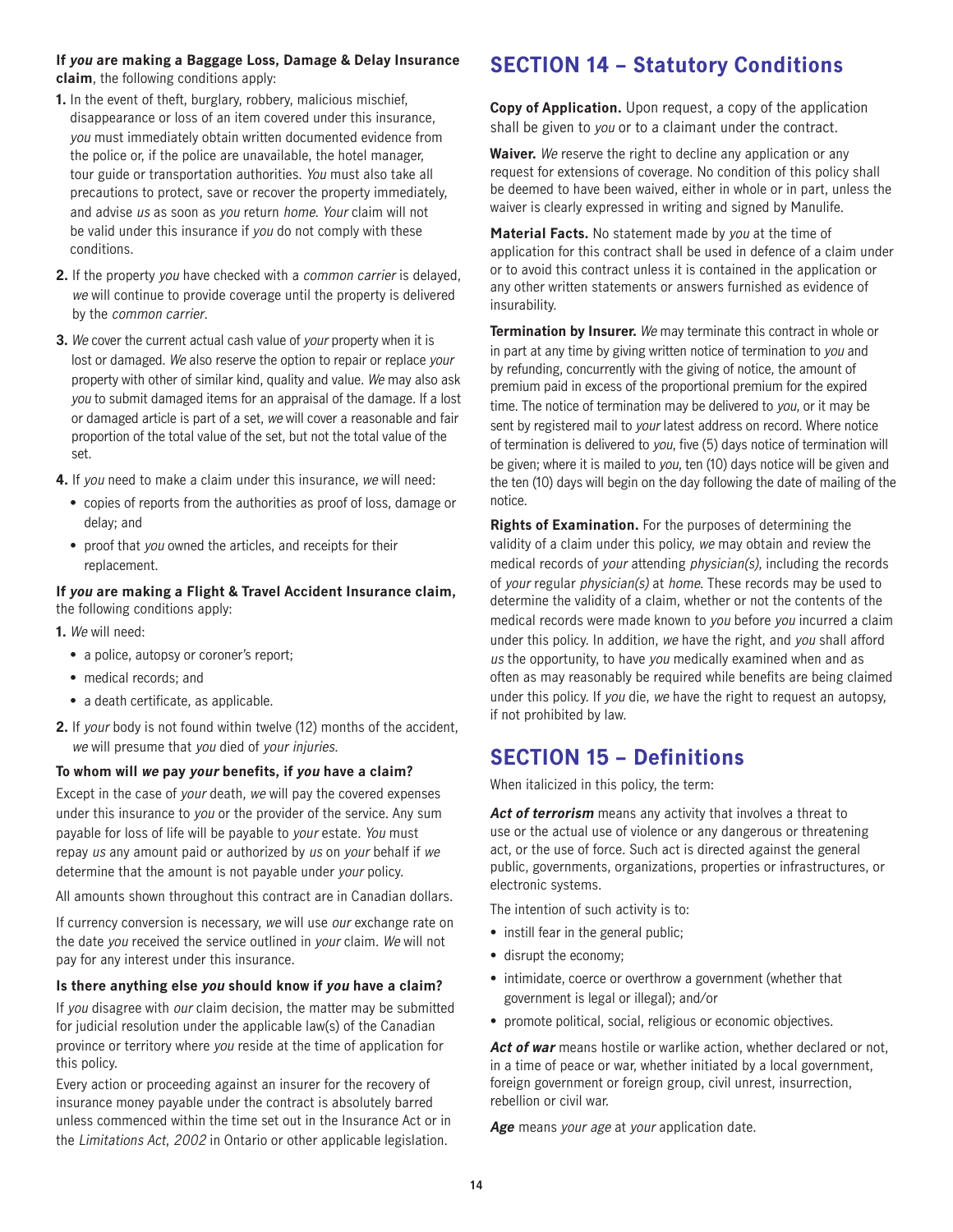**If *you* are making a Baggage Loss, Damage & Delay Insurance claim**, the following conditions apply:

1. In the event of theft, burglary, robbery, malicious mischief, disappearance or loss of an item covered under this insurance, *you* must immediately obtain written documented evidence from the police or, if the police are unavailable, the hotel manager, tour guide or transportation authorities. *You* must also take all precautions to protect, save or recover the property immediately, and advise *us* as soon as *you* return *home*. *Your* claim will not be valid under this insurance if *you* do not comply with these conditions.
2. If the property *you* have checked with a *common carrier* is delayed, *we* will continue to provide coverage until the property is delivered by the *common carrier*.
3. *We* cover the current actual cash value of *your* property when it is lost or damaged. *We* also reserve the option to repair or replace *your* property with other of similar kind, quality and value. *We* may also ask *you* to submit damaged items for an appraisal of the damage. If a lost or damaged article is part of a set, *we* will cover a reasonable and fair proportion of the total value of the set, but not the total value of the set.
4. If *you* need to make a claim under this insurance, *we* will need:
   - copies of reports from the authorities as proof of loss, damage or delay; and
   - proof that *you* owned the articles, and receipts for their replacement.

**If *you* are making a Flight & Travel Accident Insurance claim,** the following conditions apply:

1. *We* will need:
   - a police, autopsy or coroner's report;
   - medical records; and
   - a death certificate, as applicable.
2. If *your* body is not found within twelve (12) months of the accident, *we* will presume that *you* died of *your injuries*.

**To whom will *we* pay *your* benefits, if *you* have a claim?**

Except in the case of *your* death, *we* will pay the covered expenses under this insurance to *you* or the provider of the service. Any sum payable for loss of life will be payable to *your* estate. *You* must repay *us* any amount paid or authorized by *us* on *your* behalf if *we* determine that the amount is not payable under *your* policy.

All amounts shown throughout this contract are in Canadian dollars.

If currency conversion is necessary, *we* will use *our* exchange rate on the date *you* received the service outlined in *your* claim. *We* will not pay for any interest under this insurance.

**Is there anything else *you* should know if *you* have a claim?**

If *you* disagree with *our* claim decision, the matter may be submitted for judicial resolution under the applicable law(s) of the Canadian province or territory where *you* reside at the time of application for this policy.

Every action or proceeding against an insurer for the recovery of insurance money payable under the contract is absolutely barred unless commenced within the time set out in the Insurance Act or in the *Limitations Act, 2002* in Ontario or other applicable legislation.

## SECTION 14 – Statutory Conditions

**Copy of Application.** Upon request, a copy of the application shall be given to *you* or to a claimant under the contract.

**Waiver.** *We* reserve the right to decline any application or any request for extensions of coverage. No condition of this policy shall be deemed to have been waived, either in whole or in part, unless the waiver is clearly expressed in writing and signed by Manulife.

**Material Facts.** No statement made by *you* at the time of application for this contract shall be used in defence of a claim under or to avoid this contract unless it is contained in the application or any other written statements or answers furnished as evidence of insurability.

**Termination by Insurer.** *We* may terminate this contract in whole or in part at any time by giving written notice of termination to *you* and by refunding, concurrently with the giving of notice, the amount of premium paid in excess of the proportional premium for the expired time. The notice of termination may be delivered to *you*, or it may be sent by registered mail to *your* latest address on record. Where notice of termination is delivered to *you*, five (5) days notice of termination will be given; where it is mailed to *you*, ten (10) days notice will be given and the ten (10) days will begin on the day following the date of mailing of the notice.

**Rights of Examination.** For the purposes of determining the validity of a claim under this policy, *we* may obtain and review the medical records of *your* attending *physician(s)*, including the records of *your* regular *physician(s)* at *home*. These records may be used to determine the validity of a claim, whether or not the contents of the medical records were made known to *you* before *you* incurred a claim under this policy. In addition, *we* have the right, and *you* shall afford *us* the opportunity, to have *you* medically examined when and as often as may reasonably be required while benefits are being claimed under this policy. If *you* die, *we* have the right to request an autopsy, if not prohibited by law.

## SECTION 15 – Definitions

When italicized in this policy, the term:

***Act of terrorism*** means any activity that involves a threat to use or the actual use of violence or any dangerous or threatening act, or the use of force. Such act is directed against the general public, governments, organizations, properties or infrastructures, or electronic systems.

The intention of such activity is to:

- instill fear in the general public;
- disrupt the economy;
- intimidate, coerce or overthrow a government (whether that government is legal or illegal); and/or
- promote political, social, religious or economic objectives.

***Act of war*** means hostile or warlike action, whether declared or not, in a time of peace or war, whether initiated by a local government, foreign government or foreign group, civil unrest, insurrection, rebellion or civil war.

***Age*** means *your age* at *your* application date.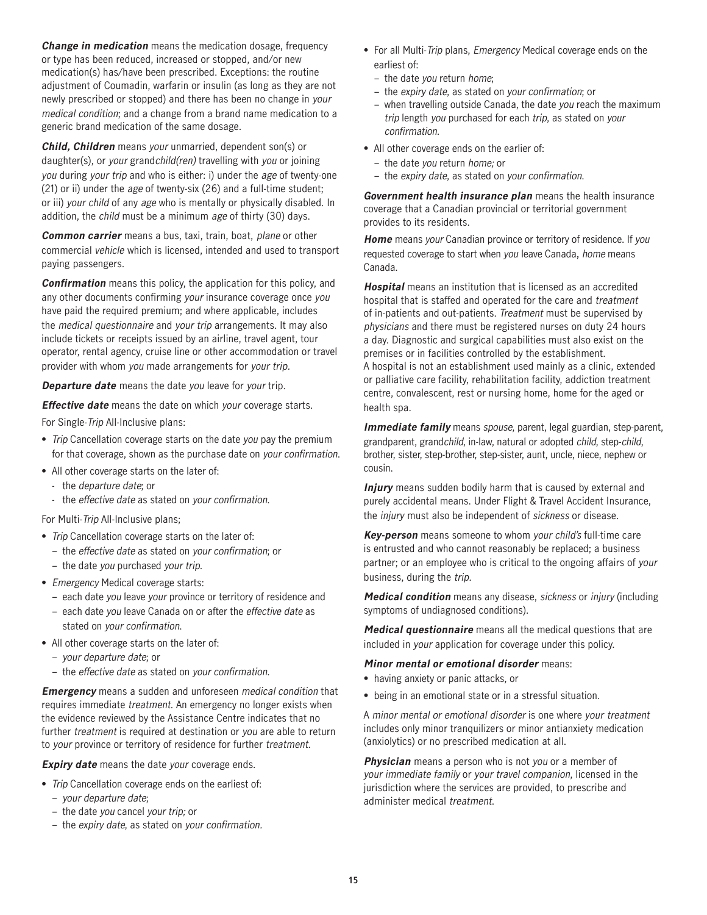***Change in medication*** means the medication dosage, frequency or type has been reduced, increased or stopped, and/or new medication(s) has/have been prescribed. Exceptions: the routine adjustment of Coumadin, warfarin or insulin (as long as they are not newly prescribed or stopped) and there has been no change in *your medical condition*; and a change from a brand name medication to a generic brand medication of the same dosage.

***Child, Children*** means *your* unmarried, dependent son(s) or daughter(s), or *your* grand*child(ren)* travelling with *you* or joining *you* during *your trip* and who is either: i) under the *age* of twenty-one (21) or ii) under the *age* of twenty-six (26) and a full-time student; or iii) *your child* of any *age* who is mentally or physically disabled. In addition, the *child* must be a minimum *age* of thirty (30) days.

***Common carrier*** means a bus, taxi, train, boat, *plane* or other commercial *vehicle* which is licensed, intended and used to transport paying passengers.

***Confirmation*** means this policy, the application for this policy, and any other documents confirming *your* insurance coverage once *you* have paid the required premium; and where applicable, includes the *medical questionnaire* and *your trip* arrangements. It may also include tickets or receipts issued by an airline, travel agent, tour operator, rental agency, cruise line or other accommodation or travel provider with whom *you* made arrangements for *your trip*.

***Departure date*** means the date *you* leave for *your* trip.

***Effective date*** means the date on which *your* coverage starts.

For Single-*Trip* All-Inclusive plans:

- *Trip* Cancellation coverage starts on the date *you* pay the premium for that coverage, shown as the purchase date on *your confirmation*.
- All other coverage starts on the later of:
  - the *departure date*; or
  - the *effective date* as stated on *your confirmation*.

For Multi-*Trip* All-Inclusive plans;

- *Trip* Cancellation coverage starts on the later of:
  - the *effective date* as stated on *your confirmation*; or
  - the date *you* purchased *your trip*.
- *Emergency* Medical coverage starts:
  - each date *you* leave *your* province or territory of residence and
  - each date *you* leave Canada on or after the *effective date* as stated on *your confirmation*.
- All other coverage starts on the later of:
  - *your departure date*; or
  - the *effective date* as stated on *your confirmation*.

***Emergency*** means a sudden and unforeseen *medical condition* that requires immediate *treatment*. An emergency no longer exists when the evidence reviewed by the Assistance Centre indicates that no further *treatment* is required at destination or *you* are able to return to *your* province or territory of residence for further *treatment*.

***Expiry date*** means the date *your* coverage ends.

- *Trip* Cancellation coverage ends on the earliest of:
  - *your departure date*;
  - the date *you* cancel *your trip;* or
  - the *expiry date*, as stated on *your confirmation*.
- For all Multi-*Trip* plans, *Emergency* Medical coverage ends on the earliest of:
  - the date *you* return *home*;
  - the *expiry date*, as stated on *your confirmation*; or
  - when travelling outside Canada, the date *you* reach the maximum *trip* length *you* purchased for each *trip*, as stated on *your confirmation*.
- All other coverage ends on the earlier of:
  - the date *you* return *home;* or
  - the *expiry date*, as stated on *your confirmation*.

***Government health insurance plan*** means the health insurance coverage that a Canadian provincial or territorial government provides to its residents.

***Home*** means *your* Canadian province or territory of residence. If *you* requested coverage to start when *you* leave Canada, *home* means Canada.

***Hospital*** means an institution that is licensed as an accredited hospital that is staffed and operated for the care and *treatment* of in-patients and out-patients. *Treatment* must be supervised by *physicians* and there must be registered nurses on duty 24 hours a day. Diagnostic and surgical capabilities must also exist on the premises or in facilities controlled by the establishment.
A hospital is not an establishment used mainly as a clinic, extended or palliative care facility, rehabilitation facility, addiction treatment centre, convalescent, rest or nursing home, home for the aged or health spa.

***Immediate family*** means *spouse*, parent, legal guardian, step-parent, grandparent, grand*child*, in-law, natural or adopted *child*, step-*child*, brother, sister, step-brother, step-sister, aunt, uncle, niece, nephew or cousin.

***Injury*** means sudden bodily harm that is caused by external and purely accidental means. Under Flight & Travel Accident Insurance, the *injury* must also be independent of *sickness* or disease.

***Key-person*** means someone to whom *your child's* full-time care is entrusted and who cannot reasonably be replaced; a business partner; or an employee who is critical to the ongoing affairs of *your* business, during the *trip*.

***Medical condition*** means any disease, *sickness* or *injury* (including symptoms of undiagnosed conditions).

***Medical questionnaire*** means all the medical questions that are included in *your* application for coverage under this policy.

***Minor mental or emotional disorder*** means:

- having anxiety or panic attacks, or
- being in an emotional state or in a stressful situation.

A *minor mental or emotional disorder* is one where *your treatment* includes only minor tranquilizers or minor antianxiety medication (anxiolytics) or no prescribed medication at all.

***Physician*** means a person who is not *you* or a member of *your immediate family* or *your travel companion*, licensed in the jurisdiction where the services are provided, to prescribe and administer medical *treatment*.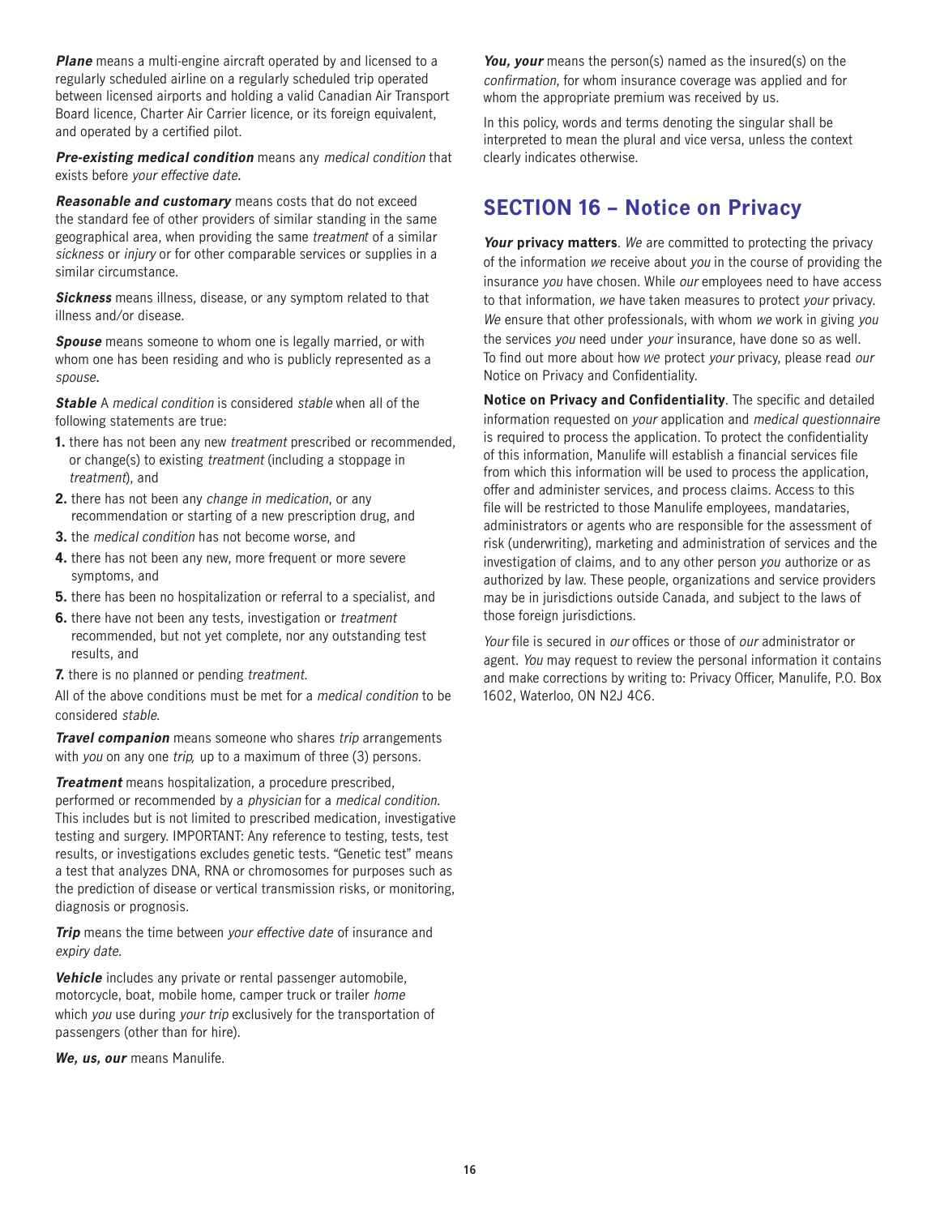***Plane*** means a multi-engine aircraft operated by and licensed to a regularly scheduled airline on a regularly scheduled trip operated between licensed airports and holding a valid Canadian Air Transport Board licence, Charter Air Carrier licence, or its foreign equivalent, and operated by a certified pilot.

***Pre-existing medical condition*** means any *medical condition* that exists before *your effective date*.

***Reasonable and customary*** means costs that do not exceed the standard fee of other providers of similar standing in the same geographical area, when providing the same *treatment* of a similar *sickness* or *injury* or for other comparable services or supplies in a similar circumstance.

***Sickness*** means illness, disease, or any symptom related to that illness and/or disease.

***Spouse*** means someone to whom one is legally married, or with whom one has been residing and who is publicly represented as a *spouse*.

***Stable*** A *medical condition* is considered *stable* when all of the following statements are true:

1. there has not been any new *treatment* prescribed or recommended, or change(s) to existing *treatment* (including a stoppage in *treatment*), and
2. there has not been any *change in medication*, or any recommendation or starting of a new prescription drug, and
3. the *medical condition* has not become worse, and
4. there has not been any new, more frequent or more severe symptoms, and
5. there has been no hospitalization or referral to a specialist, and
6. there have not been any tests, investigation or *treatment* recommended, but not yet complete, nor any outstanding test results, and
7. there is no planned or pending *treatment*.

All of the above conditions must be met for a *medical condition* to be considered *stable*.

***Travel companion*** means someone who shares *trip* arrangements with *you* on any one *trip*, up to a maximum of three (3) persons.

***Treatment*** means hospitalization, a procedure prescribed, performed or recommended by a *physician* for a *medical condition*. This includes but is not limited to prescribed medication, investigative testing and surgery. IMPORTANT: Any reference to testing, tests, test results, or investigations excludes genetic tests. "Genetic test" means a test that analyzes DNA, RNA or chromosomes for purposes such as the prediction of disease or vertical transmission risks, or monitoring, diagnosis or prognosis.

***Trip*** means the time between *your effective date* of insurance and *expiry date*.

***Vehicle*** includes any private or rental passenger automobile, motorcycle, boat, mobile home, camper truck or trailer *home* which *you* use during *your trip* exclusively for the transportation of passengers (other than for hire).

***We, us, our*** means Manulife.

***You, your*** means the person(s) named as the insured(s) on the *confirmation*, for whom insurance coverage was applied and for whom the appropriate premium was received by us.

In this policy, words and terms denoting the singular shall be interpreted to mean the plural and vice versa, unless the context clearly indicates otherwise.

## SECTION 16 – Notice on Privacy

***Your* privacy matters**. *We* are committed to protecting the privacy of the information *we* receive about *you* in the course of providing the insurance *you* have chosen. While *our* employees need to have access to that information, *we* have taken measures to protect *your* privacy. *We* ensure that other professionals, with whom *we* work in giving *you* the services *you* need under *your* insurance, have done so as well. To find out more about how *we* protect *your* privacy, please read *our* Notice on Privacy and Confidentiality.

**Notice on Privacy and Confidentiality**. The specific and detailed information requested on *your* application and *medical questionnaire* is required to process the application. To protect the confidentiality of this information, Manulife will establish a financial services file from which this information will be used to process the application, offer and administer services, and process claims. Access to this file will be restricted to those Manulife employees, mandataries, administrators or agents who are responsible for the assessment of risk (underwriting), marketing and administration of services and the investigation of claims, and to any other person *you* authorize or as authorized by law. These people, organizations and service providers may be in jurisdictions outside Canada, and subject to the laws of those foreign jurisdictions.

*Your* file is secured in *our* offices or those of *our* administrator or agent. *You* may request to review the personal information it contains and make corrections by writing to: Privacy Officer, Manulife, P.O. Box 1602, Waterloo, ON N2J 4C6.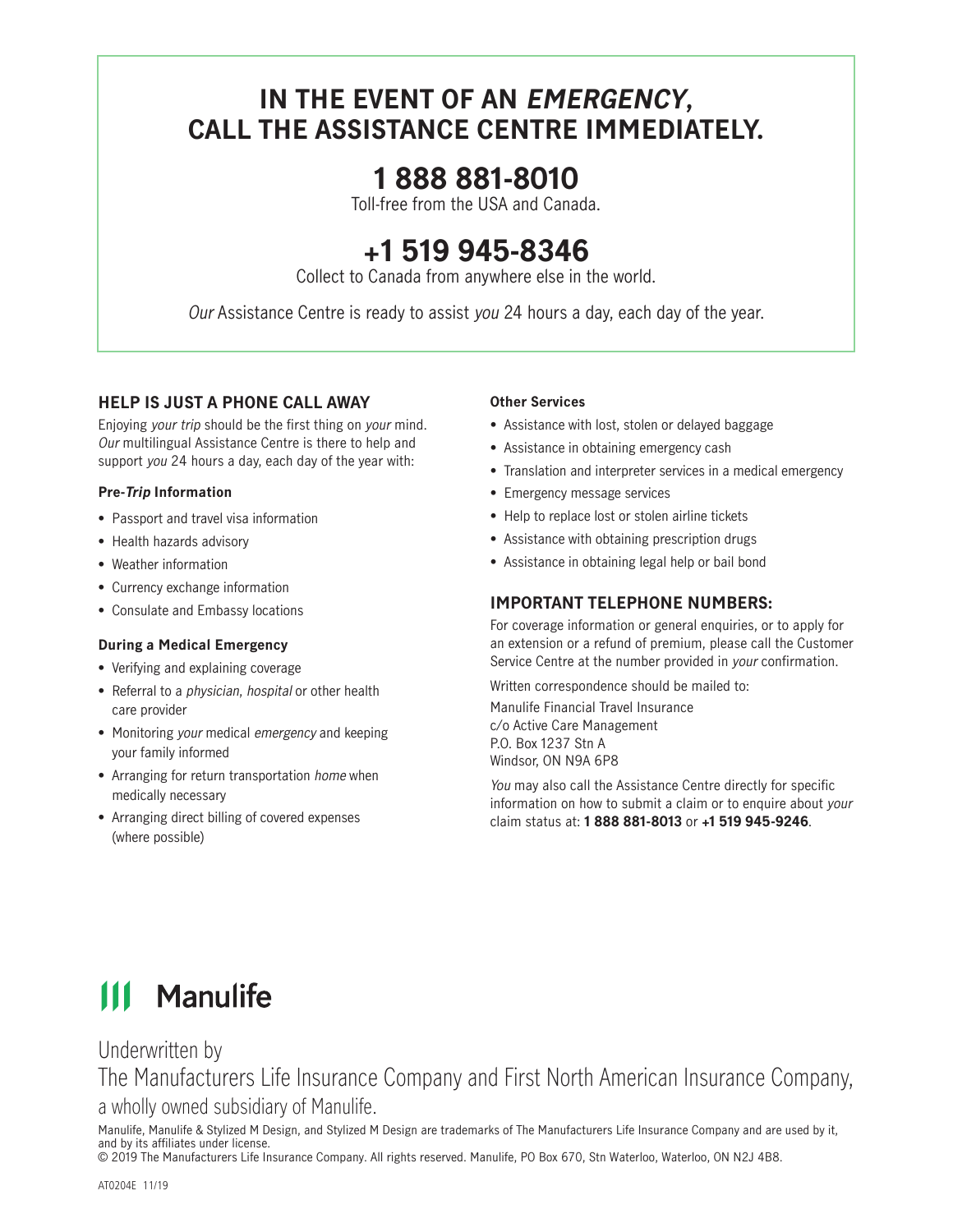# IN THE EVENT OF AN *EMERGENCY*, CALL THE ASSISTANCE CENTRE IMMEDIATELY.

## 1 888 881-8010

Toll-free from the USA and Canada.

## +1 519 945-8346

Collect to Canada from anywhere else in the world.

*Our* Assistance Centre is ready to assist *you* 24 hours a day, each day of the year.

### HELP IS JUST A PHONE CALL AWAY

Enjoying *your trip* should be the first thing on *your* mind. *Our* multilingual Assistance Centre is there to help and support *you* 24 hours a day, each day of the year with:

**Pre-*Trip* Information**

- Passport and travel visa information
- Health hazards advisory
- Weather information
- Currency exchange information
- Consulate and Embassy locations

**During a Medical Emergency**

- Verifying and explaining coverage
- Referral to a *physician*, *hospital* or other health care provider
- Monitoring *your* medical *emergency* and keeping your family informed
- Arranging for return transportation *home* when medically necessary
- Arranging direct billing of covered expenses (where possible)

**Other Services**

- Assistance with lost, stolen or delayed baggage
- Assistance in obtaining emergency cash
- Translation and interpreter services in a medical emergency
- Emergency message services
- Help to replace lost or stolen airline tickets
- Assistance with obtaining prescription drugs
- Assistance in obtaining legal help or bail bond

### IMPORTANT TELEPHONE NUMBERS:

For coverage information or general enquiries, or to apply for an extension or a refund of premium, please call the Customer Service Centre at the number provided in *your* confirmation.

Written correspondence should be mailed to:

Manulife Financial Travel Insurance
c/o Active Care Management
P.O. Box 1237 Stn A
Windsor, ON N9A 6P8

*You* may also call the Assistance Centre directly for specific information on how to submit a claim or to enquire about *your* claim status at: **1 888 881-8013** or **+1 519 945-9246**.

Manulife

Underwritten by
The Manufacturers Life Insurance Company and First North American Insurance Company, a wholly owned subsidiary of Manulife.

Manulife, Manulife & Stylized M Design, and Stylized M Design are trademarks of The Manufacturers Life Insurance Company and are used by it, and by its affiliates under license.
© 2019 The Manufacturers Life Insurance Company. All rights reserved. Manulife, PO Box 670, Stn Waterloo, Waterloo, ON N2J 4B8.

AT0204E 11/19